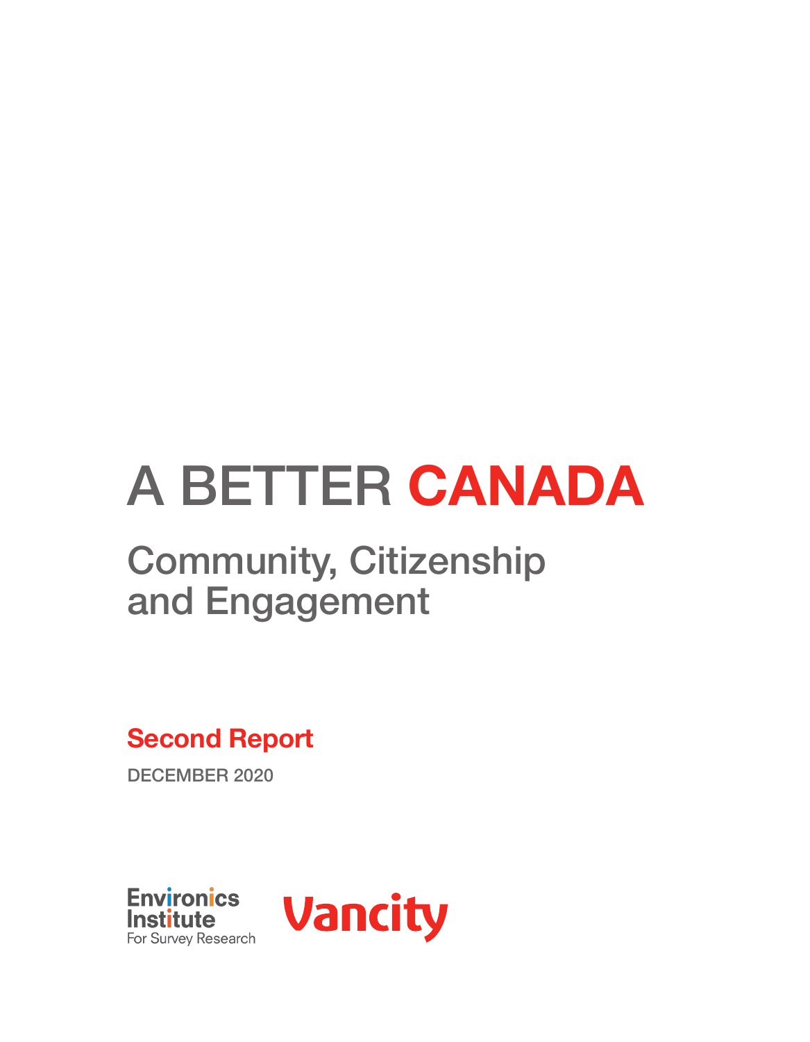# A BETTER **CANADA**

## Community, Citizenship and Engagement

**Second Report**

DECEMBER 2020

Environics Institute For Survey Research

Vancity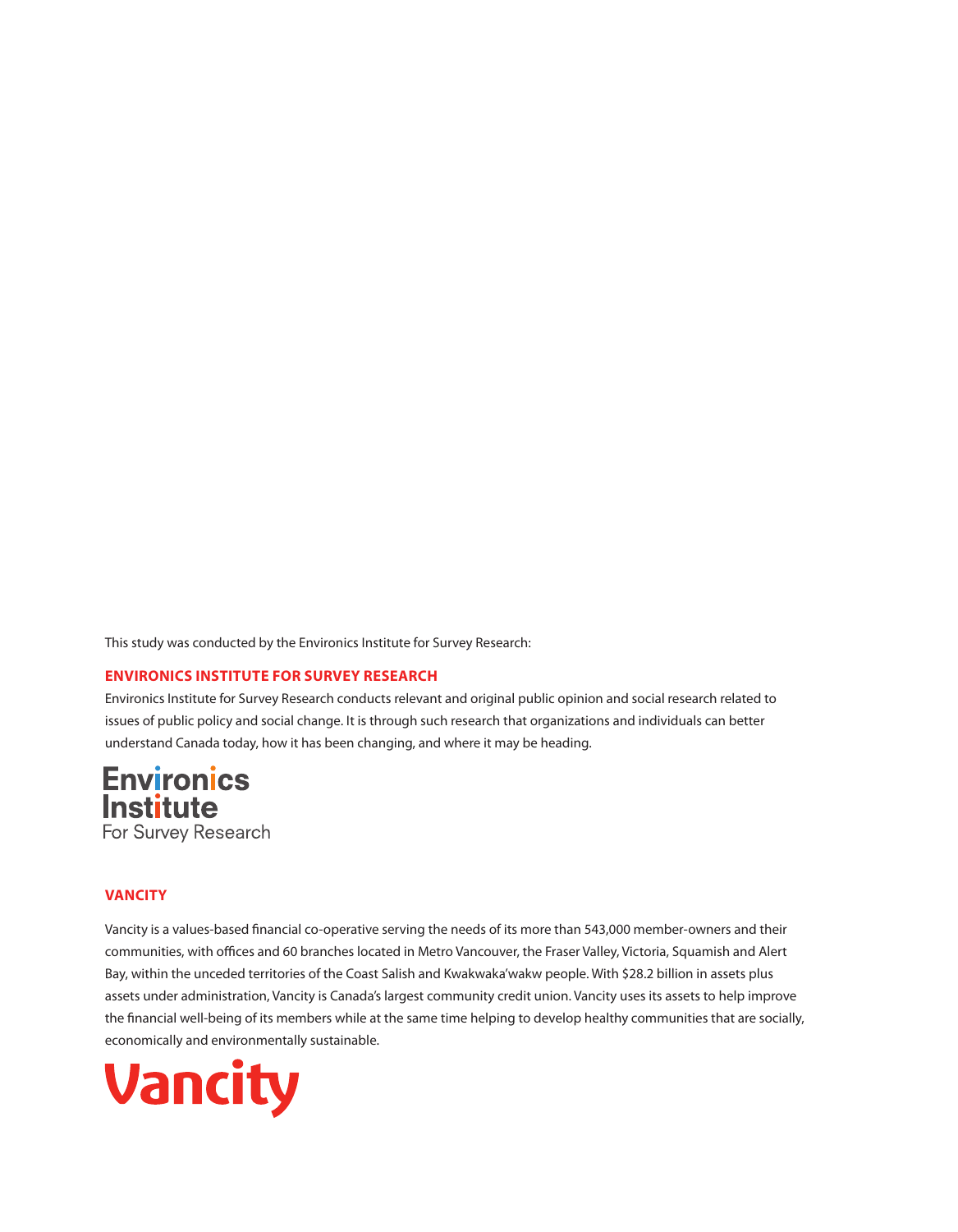This study was conducted by the Environics Institute for Survey Research:

## ENVIRONICS INSTITUTE FOR SURVEY RESEARCH

Environics Institute for Survey Research conducts relevant and original public opinion and social research related to issues of public policy and social change. It is through such research that organizations and individuals can better understand Canada today, how it has been changing, and where it may be heading.

Environics Institute For Survey Research

## VANCITY

Vancity is a values-based financial co-operative serving the needs of its more than 543,000 member-owners and their communities, with offices and 60 branches located in Metro Vancouver, the Fraser Valley, Victoria, Squamish and Alert Bay, within the unceded territories of the Coast Salish and Kwakwaka'wakw people. With $28.2 billion in assets plus assets under administration, Vancity is Canada's largest community credit union. Vancity uses its assets to help improve the financial well-being of its members while at the same time helping to develop healthy communities that are socially, economically and environmentally sustainable.

Vancity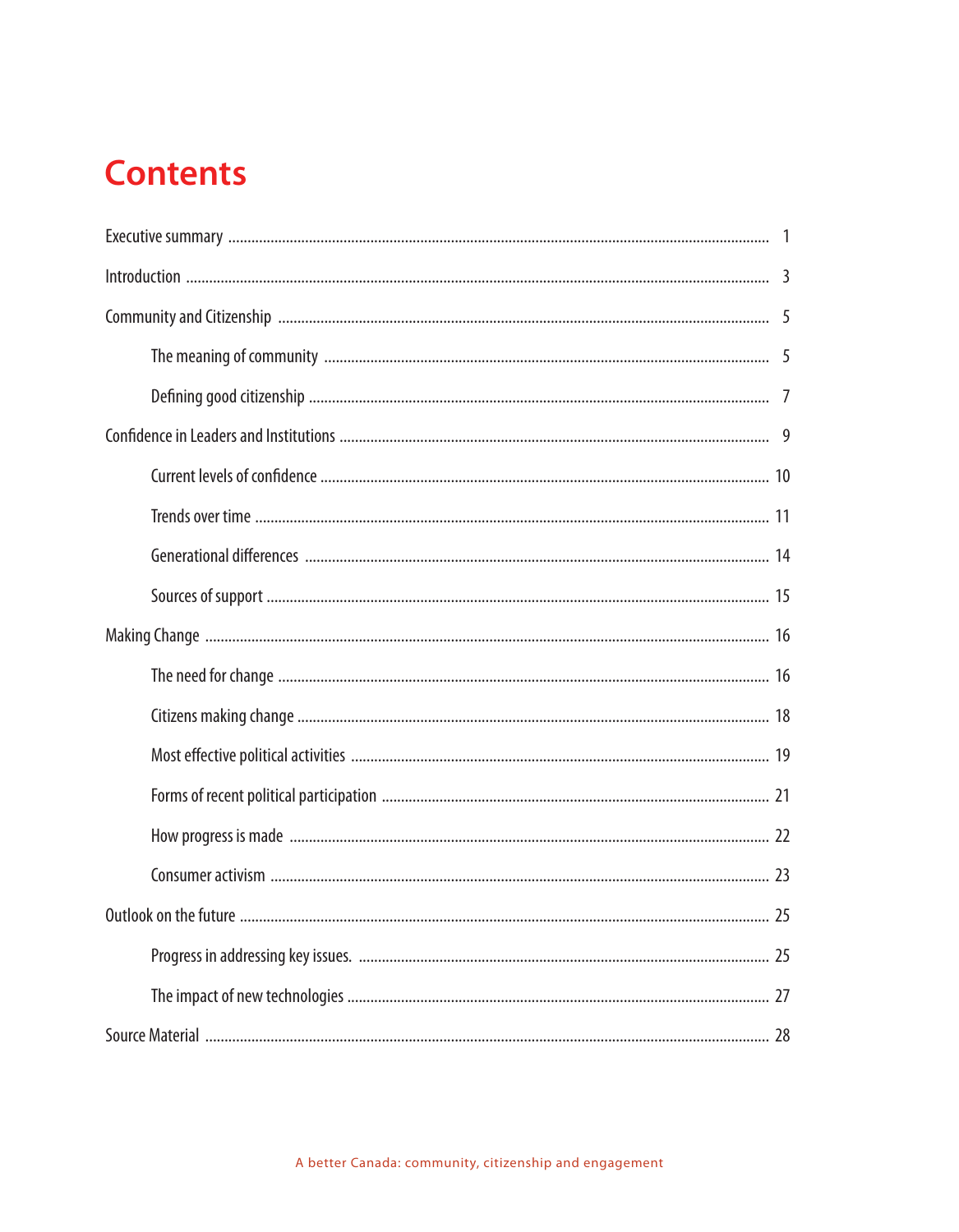# Contents

Executive summary ... 1

Introduction ... 3

Community and Citizenship ... 5

- The meaning of community ... 5
- Defining good citizenship ... 7

Confidence in Leaders and Institutions ... 9

- Current levels of confidence ... 10
- Trends over time ... 11
- Generational differences ... 14
- Sources of support ... 15

Making Change ... 16

- The need for change ... 16
- Citizens making change ... 18
- Most effective political activities ... 19
- Forms of recent political participation ... 21
- How progress is made ... 22
- Consumer activism ... 23

Outlook on the future ... 25

- Progress in addressing key issues. ... 25
- The impact of new technologies ... 27

Source Material ... 28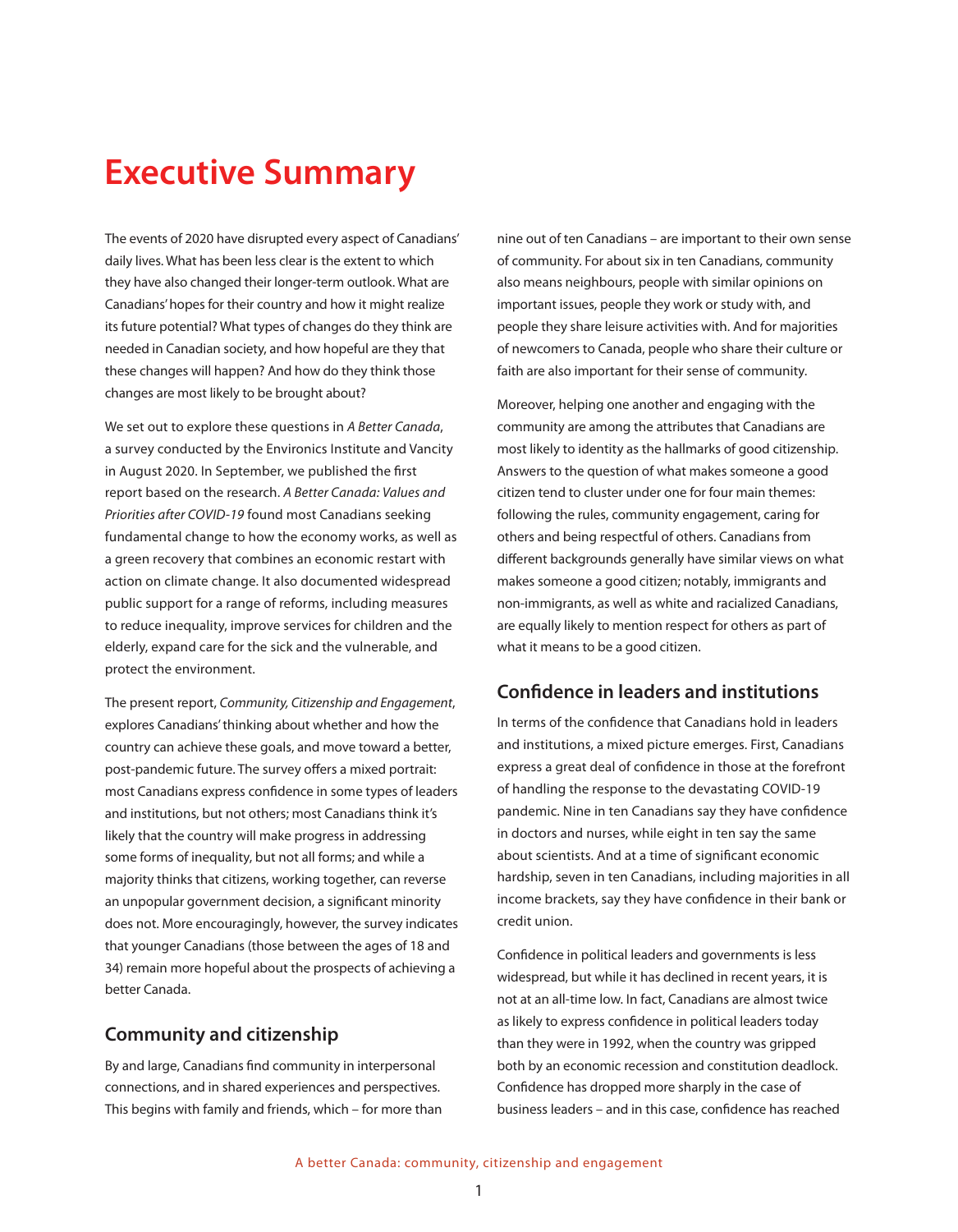# Executive Summary

The events of 2020 have disrupted every aspect of Canadians' daily lives. What has been less clear is the extent to which they have also changed their longer-term outlook. What are Canadians' hopes for their country and how it might realize its future potential? What types of changes do they think are needed in Canadian society, and how hopeful are they that these changes will happen? And how do they think those changes are most likely to be brought about?

We set out to explore these questions in *A Better Canada*, a survey conducted by the Environics Institute and Vancity in August 2020. In September, we published the first report based on the research. *A Better Canada: Values and Priorities after COVID-19* found most Canadians seeking fundamental change to how the economy works, as well as a green recovery that combines an economic restart with action on climate change. It also documented widespread public support for a range of reforms, including measures to reduce inequality, improve services for children and the elderly, expand care for the sick and the vulnerable, and protect the environment.

The present report, *Community, Citizenship and Engagement*, explores Canadians' thinking about whether and how the country can achieve these goals, and move toward a better, post-pandemic future. The survey offers a mixed portrait: most Canadians express confidence in some types of leaders and institutions, but not others; most Canadians think it's likely that the country will make progress in addressing some forms of inequality, but not all forms; and while a majority thinks that citizens, working together, can reverse an unpopular government decision, a significant minority does not. More encouragingly, however, the survey indicates that younger Canadians (those between the ages of 18 and 34) remain more hopeful about the prospects of achieving a better Canada.

## Community and citizenship

By and large, Canadians find community in interpersonal connections, and in shared experiences and perspectives. This begins with family and friends, which – for more than nine out of ten Canadians – are important to their own sense of community. For about six in ten Canadians, community also means neighbours, people with similar opinions on important issues, people they work or study with, and people they share leisure activities with. And for majorities of newcomers to Canada, people who share their culture or faith are also important for their sense of community.

Moreover, helping one another and engaging with the community are among the attributes that Canadians are most likely to identity as the hallmarks of good citizenship. Answers to the question of what makes someone a good citizen tend to cluster under one for four main themes: following the rules, community engagement, caring for others and being respectful of others. Canadians from different backgrounds generally have similar views on what makes someone a good citizen; notably, immigrants and non-immigrants, as well as white and racialized Canadians, are equally likely to mention respect for others as part of what it means to be a good citizen.

## Confidence in leaders and institutions

In terms of the confidence that Canadians hold in leaders and institutions, a mixed picture emerges. First, Canadians express a great deal of confidence in those at the forefront of handling the response to the devastating COVID-19 pandemic. Nine in ten Canadians say they have confidence in doctors and nurses, while eight in ten say the same about scientists. And at a time of significant economic hardship, seven in ten Canadians, including majorities in all income brackets, say they have confidence in their bank or credit union.

Confidence in political leaders and governments is less widespread, but while it has declined in recent years, it is not at an all-time low. In fact, Canadians are almost twice as likely to express confidence in political leaders today than they were in 1992, when the country was gripped both by an economic recession and constitution deadlock. Confidence has dropped more sharply in the case of business leaders – and in this case, confidence has reached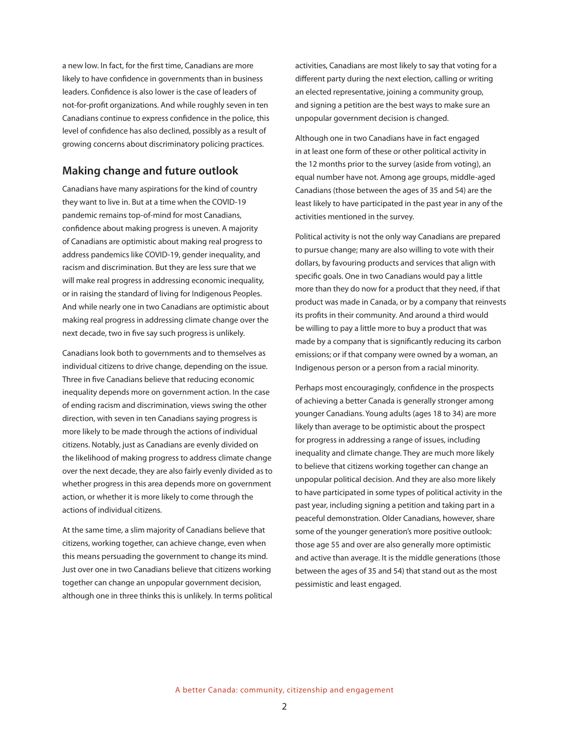a new low. In fact, for the first time, Canadians are more likely to have confidence in governments than in business leaders. Confidence is also lower is the case of leaders of not-for-profit organizations. And while roughly seven in ten Canadians continue to express confidence in the police, this level of confidence has also declined, possibly as a result of growing concerns about discriminatory policing practices.

## Making change and future outlook

Canadians have many aspirations for the kind of country they want to live in. But at a time when the COVID-19 pandemic remains top-of-mind for most Canadians, confidence about making progress is uneven. A majority of Canadians are optimistic about making real progress to address pandemics like COVID-19, gender inequality, and racism and discrimination. But they are less sure that we will make real progress in addressing economic inequality, or in raising the standard of living for Indigenous Peoples. And while nearly one in two Canadians are optimistic about making real progress in addressing climate change over the next decade, two in five say such progress is unlikely.

Canadians look both to governments and to themselves as individual citizens to drive change, depending on the issue. Three in five Canadians believe that reducing economic inequality depends more on government action. In the case of ending racism and discrimination, views swing the other direction, with seven in ten Canadians saying progress is more likely to be made through the actions of individual citizens. Notably, just as Canadians are evenly divided on the likelihood of making progress to address climate change over the next decade, they are also fairly evenly divided as to whether progress in this area depends more on government action, or whether it is more likely to come through the actions of individual citizens.

At the same time, a slim majority of Canadians believe that citizens, working together, can achieve change, even when this means persuading the government to change its mind. Just over one in two Canadians believe that citizens working together can change an unpopular government decision, although one in three thinks this is unlikely. In terms political activities, Canadians are most likely to say that voting for a different party during the next election, calling or writing an elected representative, joining a community group, and signing a petition are the best ways to make sure an unpopular government decision is changed.

Although one in two Canadians have in fact engaged in at least one form of these or other political activity in the 12 months prior to the survey (aside from voting), an equal number have not. Among age groups, middle-aged Canadians (those between the ages of 35 and 54) are the least likely to have participated in the past year in any of the activities mentioned in the survey.

Political activity is not the only way Canadians are prepared to pursue change; many are also willing to vote with their dollars, by favouring products and services that align with specific goals. One in two Canadians would pay a little more than they do now for a product that they need, if that product was made in Canada, or by a company that reinvests its profits in their community. And around a third would be willing to pay a little more to buy a product that was made by a company that is significantly reducing its carbon emissions; or if that company were owned by a woman, an Indigenous person or a person from a racial minority.

Perhaps most encouragingly, confidence in the prospects of achieving a better Canada is generally stronger among younger Canadians. Young adults (ages 18 to 34) are more likely than average to be optimistic about the prospect for progress in addressing a range of issues, including inequality and climate change. They are much more likely to believe that citizens working together can change an unpopular political decision. And they are also more likely to have participated in some types of political activity in the past year, including signing a petition and taking part in a peaceful demonstration. Older Canadians, however, share some of the younger generation's more positive outlook: those age 55 and over are also generally more optimistic and active than average. It is the middle generations (those between the ages of 35 and 54) that stand out as the most pessimistic and least engaged.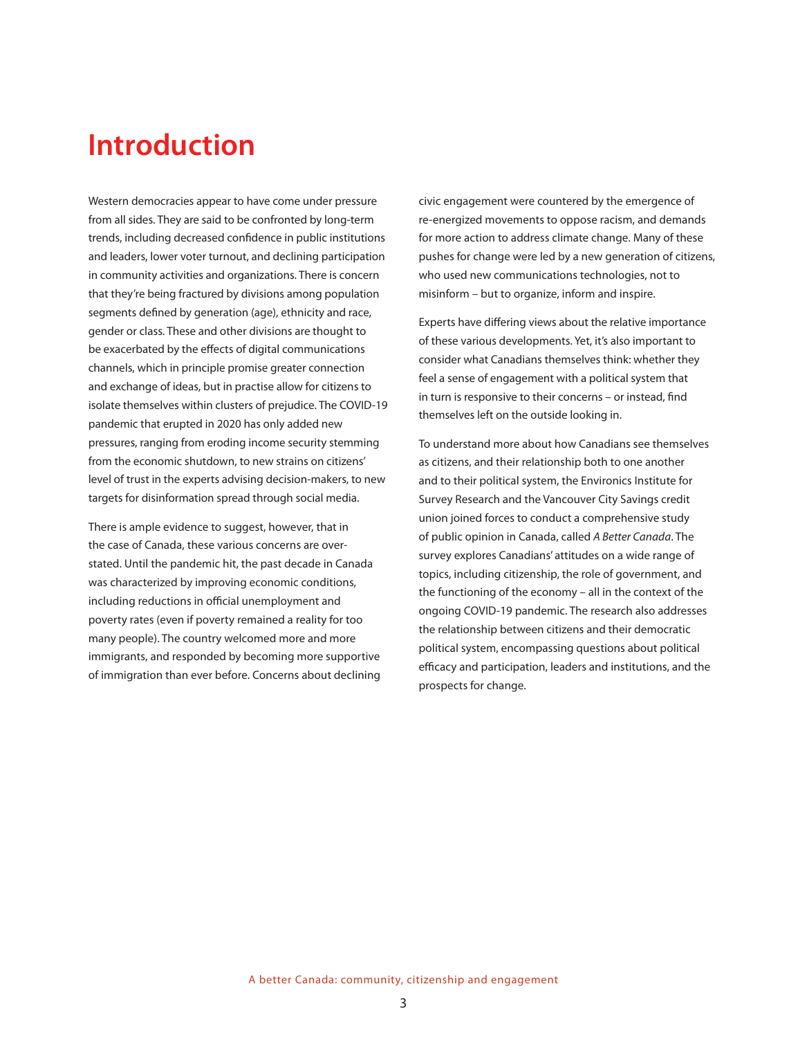# Introduction

Western democracies appear to have come under pressure from all sides. They are said to be confronted by long-term trends, including decreased confidence in public institutions and leaders, lower voter turnout, and declining participation in community activities and organizations. There is concern that they're being fractured by divisions among population segments defined by generation (age), ethnicity and race, gender or class. These and other divisions are thought to be exacerbated by the effects of digital communications channels, which in principle promise greater connection and exchange of ideas, but in practise allow for citizens to isolate themselves within clusters of prejudice. The COVID-19 pandemic that erupted in 2020 has only added new pressures, ranging from eroding income security stemming from the economic shutdown, to new strains on citizens' level of trust in the experts advising decision-makers, to new targets for disinformation spread through social media.

There is ample evidence to suggest, however, that in the case of Canada, these various concerns are overstated. Until the pandemic hit, the past decade in Canada was characterized by improving economic conditions, including reductions in official unemployment and poverty rates (even if poverty remained a reality for too many people). The country welcomed more and more immigrants, and responded by becoming more supportive of immigration than ever before. Concerns about declining civic engagement were countered by the emergence of re-energized movements to oppose racism, and demands for more action to address climate change. Many of these pushes for change were led by a new generation of citizens, who used new communications technologies, not to misinform – but to organize, inform and inspire.

Experts have differing views about the relative importance of these various developments. Yet, it's also important to consider what Canadians themselves think: whether they feel a sense of engagement with a political system that in turn is responsive to their concerns – or instead, find themselves left on the outside looking in.

To understand more about how Canadians see themselves as citizens, and their relationship both to one another and to their political system, the Environics Institute for Survey Research and the Vancouver City Savings credit union joined forces to conduct a comprehensive study of public opinion in Canada, called *A Better Canada*. The survey explores Canadians' attitudes on a wide range of topics, including citizenship, the role of government, and the functioning of the economy – all in the context of the ongoing COVID-19 pandemic. The research also addresses the relationship between citizens and their democratic political system, encompassing questions about political efficacy and participation, leaders and institutions, and the prospects for change.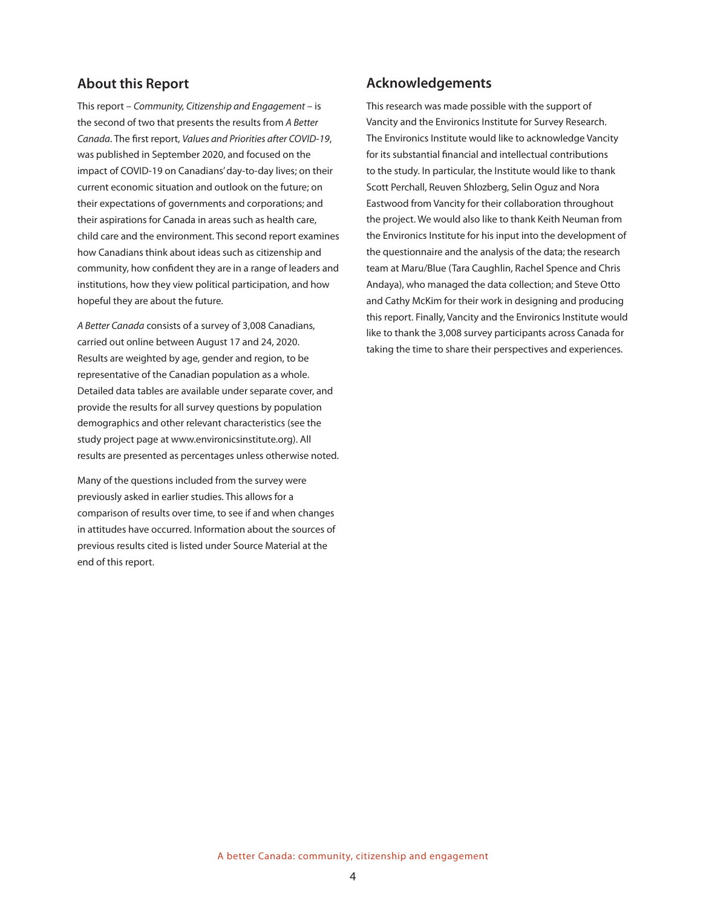## About this Report

This report – *Community, Citizenship and Engagement* – is the second of two that presents the results from *A Better Canada*. The first report, *Values and Priorities after COVID-19*, was published in September 2020, and focused on the impact of COVID-19 on Canadians' day-to-day lives; on their current economic situation and outlook on the future; on their expectations of governments and corporations; and their aspirations for Canada in areas such as health care, child care and the environment. This second report examines how Canadians think about ideas such as citizenship and community, how confident they are in a range of leaders and institutions, how they view political participation, and how hopeful they are about the future.

*A Better Canada* consists of a survey of 3,008 Canadians, carried out online between August 17 and 24, 2020. Results are weighted by age, gender and region, to be representative of the Canadian population as a whole. Detailed data tables are available under separate cover, and provide the results for all survey questions by population demographics and other relevant characteristics (see the study project page at www.environicsinstitute.org). All results are presented as percentages unless otherwise noted.

Many of the questions included from the survey were previously asked in earlier studies. This allows for a comparison of results over time, to see if and when changes in attitudes have occurred. Information about the sources of previous results cited is listed under Source Material at the end of this report.

## Acknowledgements

This research was made possible with the support of Vancity and the Environics Institute for Survey Research. The Environics Institute would like to acknowledge Vancity for its substantial financial and intellectual contributions to the study. In particular, the Institute would like to thank Scott Perchall, Reuven Shlozberg, Selin Oguz and Nora Eastwood from Vancity for their collaboration throughout the project. We would also like to thank Keith Neuman from the Environics Institute for his input into the development of the questionnaire and the analysis of the data; the research team at Maru/Blue (Tara Caughlin, Rachel Spence and Chris Andaya), who managed the data collection; and Steve Otto and Cathy McKim for their work in designing and producing this report. Finally, Vancity and the Environics Institute would like to thank the 3,008 survey participants across Canada for taking the time to share their perspectives and experiences.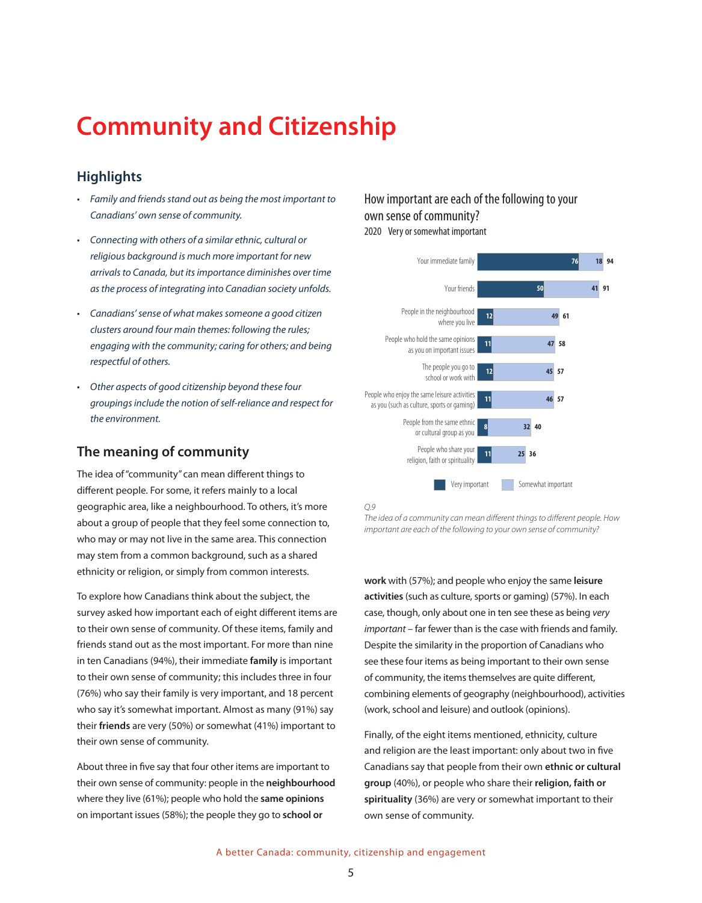# Community and Citizenship

## Highlights

- *Family and friends stand out as being the most important to Canadians' own sense of community.*
- *Connecting with others of a similar ethnic, cultural or religious background is much more important for new arrivals to Canada, but its importance diminishes over time as the process of integrating into Canadian society unfolds.*
- *Canadians' sense of what makes someone a good citizen clusters around four main themes: following the rules; engaging with the community; caring for others; and being respectful of others.*
- *Other aspects of good citizenship beyond these four groupings include the notion of self-reliance and respect for the environment.*

## The meaning of community

The idea of "community" can mean different things to different people. For some, it refers mainly to a local geographic area, like a neighbourhood. To others, it's more about a group of people that they feel some connection to, who may or may not live in the same area. This connection may stem from a common background, such as a shared ethnicity or religion, or simply from common interests.

To explore how Canadians think about the subject, the survey asked how important each of eight different items are to their own sense of community. Of these items, family and friends stand out as the most important. For more than nine in ten Canadians (94%), their immediate **family** is important to their own sense of community; this includes three in four (76%) who say their family is very important, and 18 percent who say it's somewhat important. Almost as many (91%) say their **friends** are very (50%) or somewhat (41%) important to their own sense of community.

About three in five say that four other items are important to their own sense of community: people in the **neighbourhood** where they live (61%); people who hold the **same opinions** on important issues (58%); the people they go to **school or work** with (57%); and people who enjoy the same **leisure activities** (such as culture, sports or gaming) (57%). In each case, though, only about one in ten see these as being *very important* – far fewer than is the case with friends and family. Despite the similarity in the proportion of Canadians who see these four items as being important to their own sense of community, the items themselves are quite different, combining elements of geography (neighbourhood), activities (work, school and leisure) and outlook (opinions).

Finally, of the eight items mentioned, ethnicity, culture and religion are the least important: only about two in five Canadians say that people from their own **ethnic or cultural group** (40%), or people who share their **religion, faith or spirituality** (36%) are very or somewhat important to their own sense of community.

How important are each of the following to your own sense of community?
2020 Very or somewhat important

| | Very important | Somewhat important | Total |
|---|---|---|---|
| Your immediate family | 76 | 18 | 94 |
| Your friends | 50 | 41 | 91 |
| People in the neighbourhood where you live | 12 | 49 | 61 |
| People who hold the same opinions as you on important issues | 11 | 47 | 58 |
| The people you go to school or work with | 12 | 45 | 57 |
| People who enjoy the same leisure activities as you (such as culture, sports or gaming) | 11 | 46 | 57 |
| People from the same ethnic or cultural group as you | 8 | 32 | 40 |
| People who share your religion, faith or spirituality | 11 | 25 | 36 |

*Q.9*
*The idea of a community can mean different things to different people. How important are each of the following to your own sense of community?*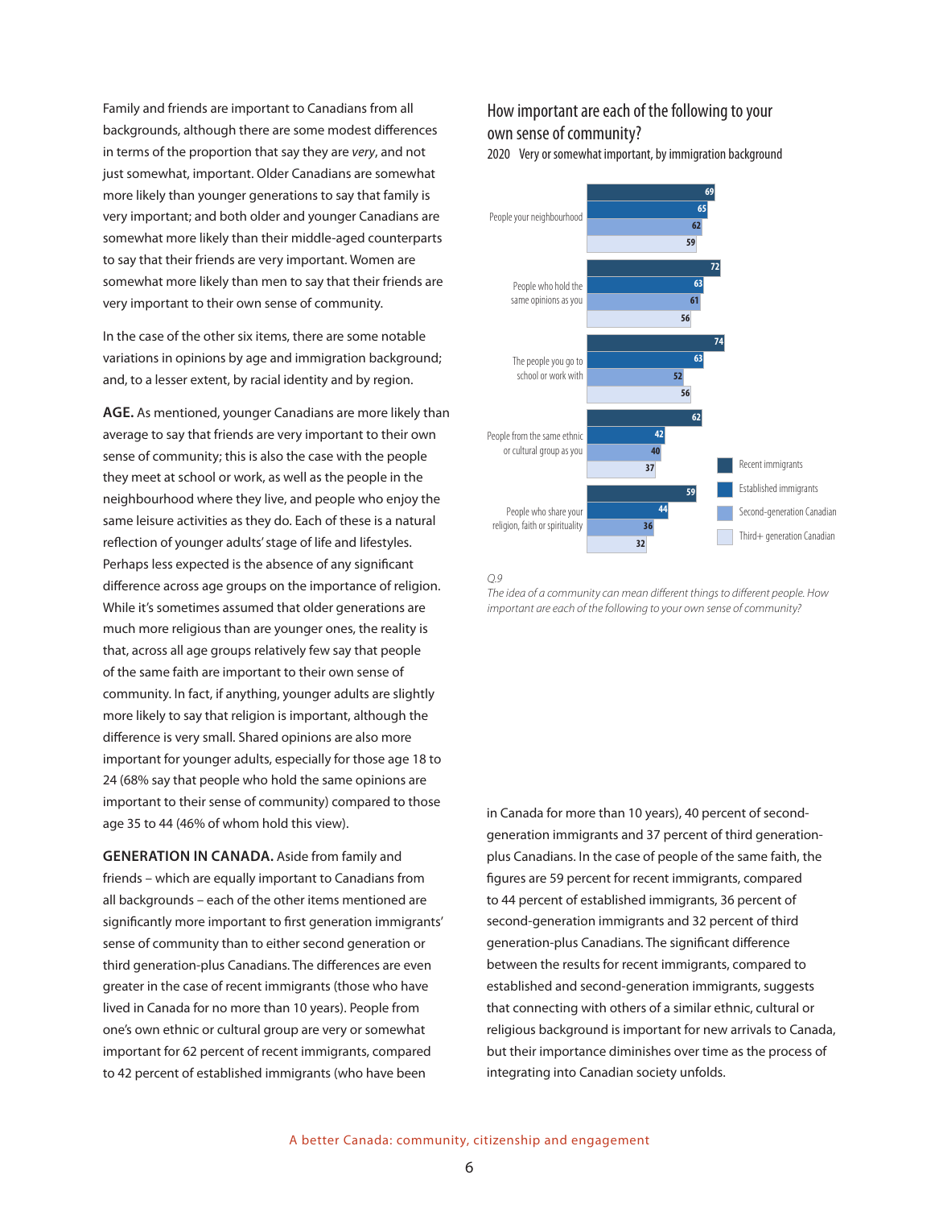Family and friends are important to Canadians from all backgrounds, although there are some modest differences in terms of the proportion that say they are *very*, and not just somewhat, important. Older Canadians are somewhat more likely than younger generations to say that family is very important; and both older and younger Canadians are somewhat more likely than their middle-aged counterparts to say that their friends are very important. Women are somewhat more likely than men to say that their friends are very important to their own sense of community.

In the case of the other six items, there are some notable variations in opinions by age and immigration background; and, to a lesser extent, by racial identity and by region.

**AGE.** As mentioned, younger Canadians are more likely than average to say that friends are very important to their own sense of community; this is also the case with the people they meet at school or work, as well as the people in the neighbourhood where they live, and people who enjoy the same leisure activities as they do. Each of these is a natural reflection of younger adults' stage of life and lifestyles. Perhaps less expected is the absence of any significant difference across age groups on the importance of religion. While it's sometimes assumed that older generations are much more religious than are younger ones, the reality is that, across all age groups relatively few say that people of the same faith are important to their own sense of community. In fact, if anything, younger adults are slightly more likely to say that religion is important, although the difference is very small. Shared opinions are also more important for younger adults, especially for those age 18 to 24 (68% say that people who hold the same opinions are important to their sense of community) compared to those age 35 to 44 (46% of whom hold this view).

**GENERATION IN CANADA.** Aside from family and friends – which are equally important to Canadians from all backgrounds – each of the other items mentioned are significantly more important to first generation immigrants' sense of community than to either second generation or third generation-plus Canadians. The differences are even greater in the case of recent immigrants (those who have lived in Canada for no more than 10 years). People from one's own ethnic or cultural group are very or somewhat important for 62 percent of recent immigrants, compared to 42 percent of established immigrants (who have been in Canada for more than 10 years), 40 percent of second-generation immigrants and 37 percent of third generation-plus Canadians. In the case of people of the same faith, the figures are 59 percent for recent immigrants, compared to 44 percent of established immigrants, 36 percent of second-generation immigrants and 32 percent of third generation-plus Canadians. The significant difference between the results for recent immigrants, compared to established and second-generation immigrants, suggests that connecting with others of a similar ethnic, cultural or religious background is important for new arrivals to Canada, but their importance diminishes over time as the process of integrating into Canadian society unfolds.

## How important are each of the following to your own sense of community?

2020 Very or somewhat important, by immigration background

| | Recent immigrants | Established immigrants | Second-generation Canadian | Third+ generation Canadian |
|---|---|---|---|---|
| People your neighbourhood | 69 | 65 | 62 | 59 |
| People who hold the same opinions as you | 72 | 63 | 61 | 56 |
| The people you go to school or work with | 74 | 63 | 52 | 56 |
| People from the same ethnic or cultural group as you | 62 | 42 | 40 | 37 |
| People who share your religion, faith or spirituality | 59 | 44 | 36 | 32 |

*Q.9*
*The idea of a community can mean different things to different people. How important are each of the following to your own sense of community?*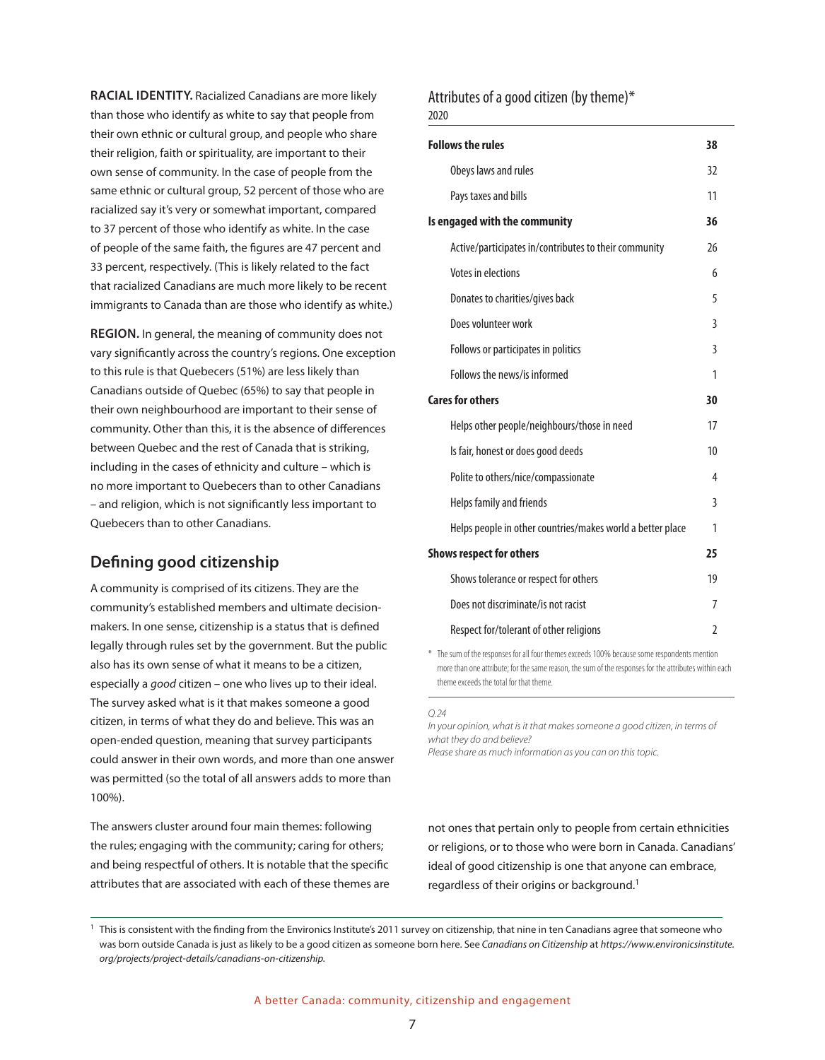**RACIAL IDENTITY.** Racialized Canadians are more likely than those who identify as white to say that people from their own ethnic or cultural group, and people who share their religion, faith or spirituality, are important to their own sense of community. In the case of people from the same ethnic or cultural group, 52 percent of those who are racialized say it's very or somewhat important, compared to 37 percent of those who identify as white. In the case of people of the same faith, the figures are 47 percent and 33 percent, respectively. (This is likely related to the fact that racialized Canadians are much more likely to be recent immigrants to Canada than are those who identify as white.)

**REGION.** In general, the meaning of community does not vary significantly across the country's regions. One exception to this rule is that Quebecers (51%) are less likely than Canadians outside of Quebec (65%) to say that people in their own neighbourhood are important to their sense of community. Other than this, it is the absence of differences between Quebec and the rest of Canada that is striking, including in the cases of ethnicity and culture – which is no more important to Quebecers than to other Canadians – and religion, which is not significantly less important to Quebecers than to other Canadians.

## Defining good citizenship

A community is comprised of its citizens. They are the community's established members and ultimate decision-makers. In one sense, citizenship is a status that is defined legally through rules set by the government. But the public also has its own sense of what it means to be a citizen, especially a *good* citizen – one who lives up to their ideal. The survey asked what is it that makes someone a good citizen, in terms of what they do and believe. This was an open-ended question, meaning that survey participants could answer in their own words, and more than one answer was permitted (so the total of all answers adds to more than 100%).

The answers cluster around four main themes: following the rules; engaging with the community; caring for others; and being respectful of others. It is notable that the specific attributes that are associated with each of these themes are not ones that pertain only to people from certain ethnicities or religions, or to those who were born in Canada. Canadians' ideal of good citizenship is one that anyone can embrace, regardless of their origins or background.[1]

### Attributes of a good citizen (by theme)*
2020

| | |
|---|---|
| **Follows the rules** | **38** |
| Obeys laws and rules | 32 |
| Pays taxes and bills | 11 |
| **Is engaged with the community** | **36** |
| Active/participates in/contributes to their community | 26 |
| Votes in elections | 6 |
| Donates to charities/gives back | 5 |
| Does volunteer work | 3 |
| Follows or participates in politics | 3 |
| Follows the news/is informed | 1 |
| **Cares for others** | **30** |
| Helps other people/neighbours/those in need | 17 |
| Is fair, honest or does good deeds | 10 |
| Polite to others/nice/compassionate | 4 |
| Helps family and friends | 3 |
| Helps people in other countries/makes world a better place | 1 |
| **Shows respect for others** | **25** |
| Shows tolerance or respect for others | 19 |
| Does not discriminate/is not racist | 7 |
| Respect for/tolerant of other religions | 2 |

\* The sum of the responses for all four themes exceeds 100% because some respondents mention more than one attribute; for the same reason, the sum of the responses for the attributes within each theme exceeds the total for that theme.

*Q.24*
*In your opinion, what is it that makes someone a good citizen, in terms of what they do and believe?*
*Please share as much information as you can on this topic.*

[1] This is consistent with the finding from the Environics Institute's 2011 survey on citizenship, that nine in ten Canadians agree that someone who was born outside Canada is just as likely to be a good citizen as someone born here. See *Canadians on Citizenship* at *https://www.environicsinstitute.org/projects/project-details/canadians-on-citizenship.*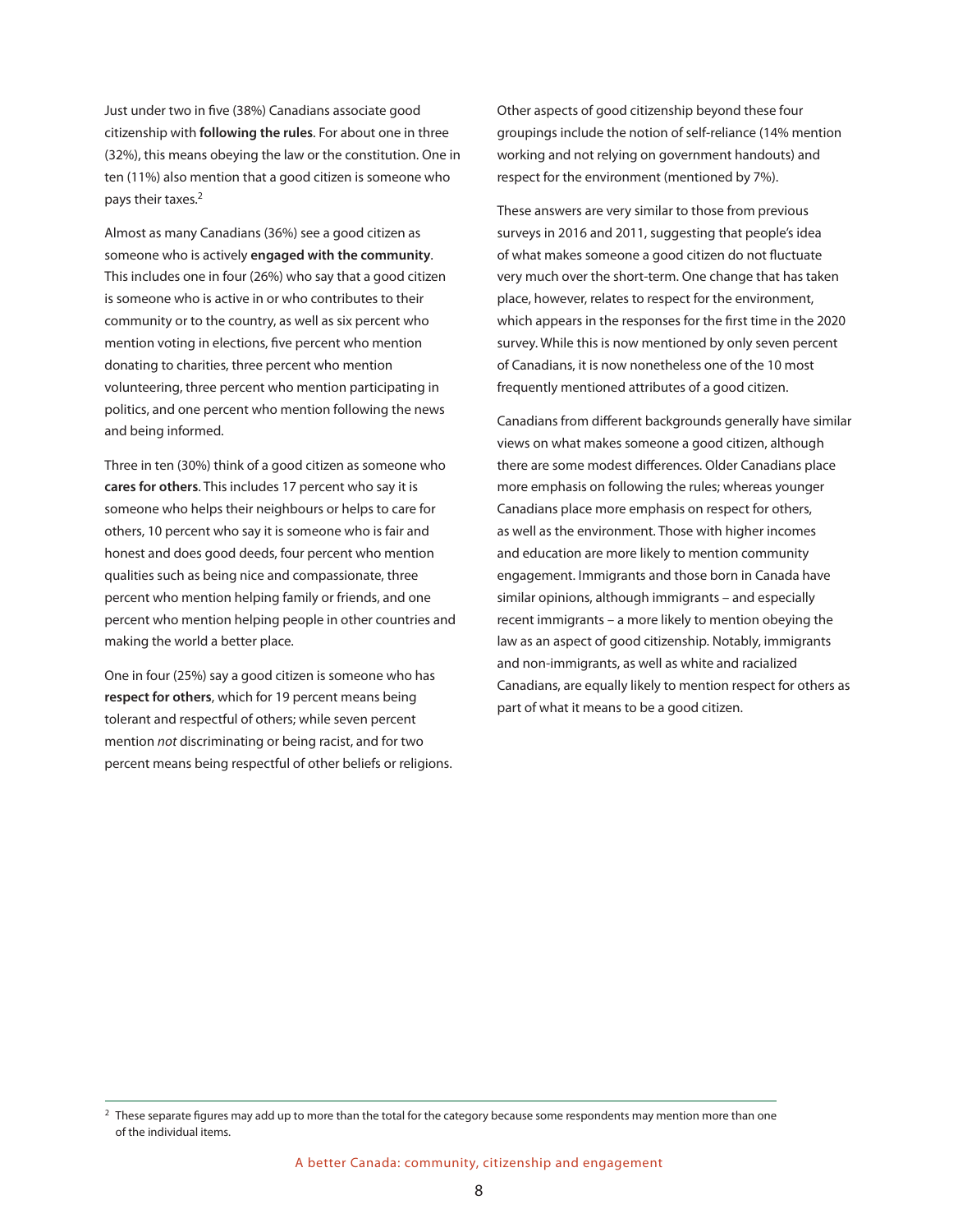Just under two in five (38%) Canadians associate good citizenship with **following the rules**. For about one in three (32%), this means obeying the law or the constitution. One in ten (11%) also mention that a good citizen is someone who pays their taxes.[2]

Almost as many Canadians (36%) see a good citizen as someone who is actively **engaged with the community**. This includes one in four (26%) who say that a good citizen is someone who is active in or who contributes to their community or to the country, as well as six percent who mention voting in elections, five percent who mention donating to charities, three percent who mention volunteering, three percent who mention participating in politics, and one percent who mention following the news and being informed.

Three in ten (30%) think of a good citizen as someone who **cares for others**. This includes 17 percent who say it is someone who helps their neighbours or helps to care for others, 10 percent who say it is someone who is fair and honest and does good deeds, four percent who mention qualities such as being nice and compassionate, three percent who mention helping family or friends, and one percent who mention helping people in other countries and making the world a better place.

One in four (25%) say a good citizen is someone who has **respect for others**, which for 19 percent means being tolerant and respectful of others; while seven percent mention *not* discriminating or being racist, and for two percent means being respectful of other beliefs or religions.

Other aspects of good citizenship beyond these four groupings include the notion of self-reliance (14% mention working and not relying on government handouts) and respect for the environment (mentioned by 7%).

These answers are very similar to those from previous surveys in 2016 and 2011, suggesting that people's idea of what makes someone a good citizen do not fluctuate very much over the short-term. One change that has taken place, however, relates to respect for the environment, which appears in the responses for the first time in the 2020 survey. While this is now mentioned by only seven percent of Canadians, it is now nonetheless one of the 10 most frequently mentioned attributes of a good citizen.

Canadians from different backgrounds generally have similar views on what makes someone a good citizen, although there are some modest differences. Older Canadians place more emphasis on following the rules; whereas younger Canadians place more emphasis on respect for others, as well as the environment. Those with higher incomes and education are more likely to mention community engagement. Immigrants and those born in Canada have similar opinions, although immigrants – and especially recent immigrants – a more likely to mention obeying the law as an aspect of good citizenship. Notably, immigrants and non-immigrants, as well as white and racialized Canadians, are equally likely to mention respect for others as part of what it means to be a good citizen.

[2] These separate figures may add up to more than the total for the category because some respondents may mention more than one of the individual items.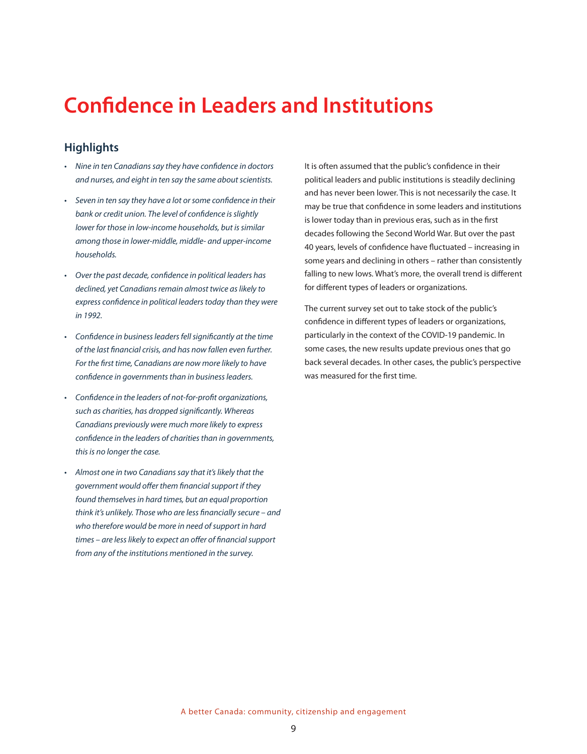# Confidence in Leaders and Institutions

## Highlights

- *Nine in ten Canadians say they have confidence in doctors and nurses, and eight in ten say the same about scientists.*
- *Seven in ten say they have a lot or some confidence in their bank or credit union. The level of confidence is slightly lower for those in low-income households, but is similar among those in lower-middle, middle- and upper-income households.*
- *Over the past decade, confidence in political leaders has declined, yet Canadians remain almost twice as likely to express confidence in political leaders today than they were in 1992.*
- *Confidence in business leaders fell significantly at the time of the last financial crisis, and has now fallen even further. For the first time, Canadians are now more likely to have confidence in governments than in business leaders.*
- *Confidence in the leaders of not-for-profit organizations, such as charities, has dropped significantly. Whereas Canadians previously were much more likely to express confidence in the leaders of charities than in governments, this is no longer the case.*
- *Almost one in two Canadians say that it's likely that the government would offer them financial support if they found themselves in hard times, but an equal proportion think it's unlikely. Those who are less financially secure – and who therefore would be more in need of support in hard times – are less likely to expect an offer of financial support from any of the institutions mentioned in the survey.*

It is often assumed that the public's confidence in their political leaders and public institutions is steadily declining and has never been lower. This is not necessarily the case. It may be true that confidence in some leaders and institutions is lower today than in previous eras, such as in the first decades following the Second World War. But over the past 40 years, levels of confidence have fluctuated – increasing in some years and declining in others – rather than consistently falling to new lows. What's more, the overall trend is different for different types of leaders or organizations.

The current survey set out to take stock of the public's confidence in different types of leaders or organizations, particularly in the context of the COVID-19 pandemic. In some cases, the new results update previous ones that go back several decades. In other cases, the public's perspective was measured for the first time.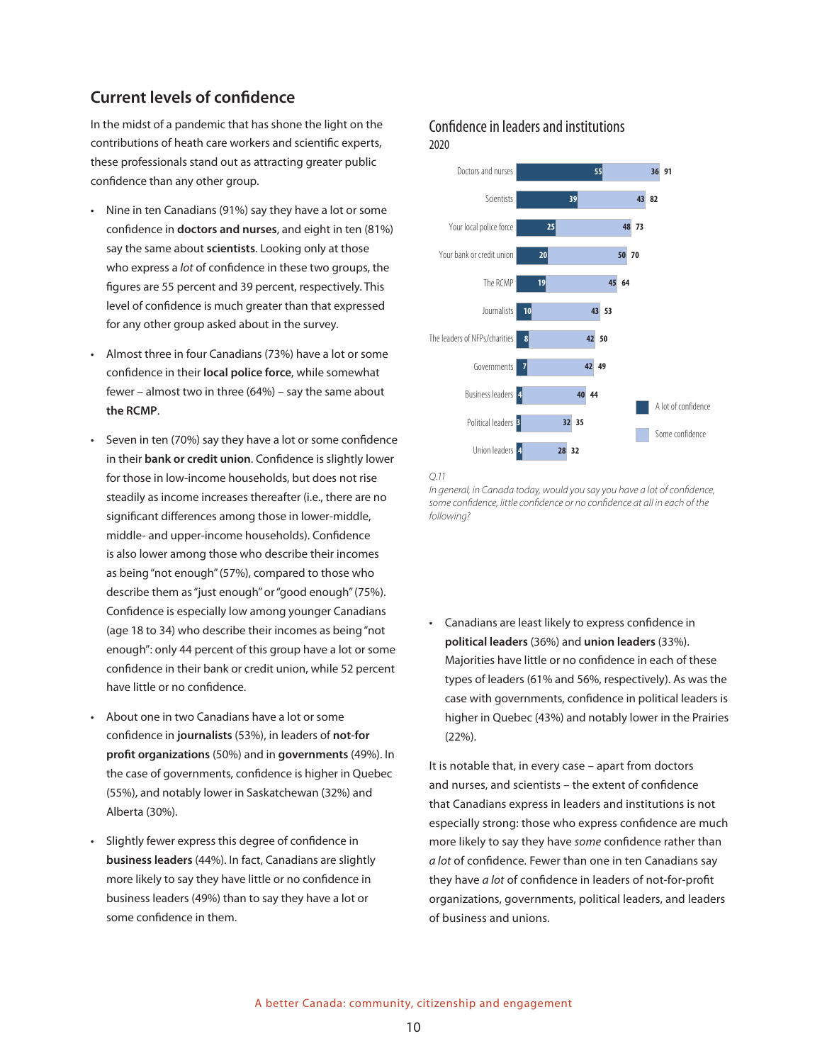## Current levels of confidence

In the midst of a pandemic that has shone the light on the contributions of heath care workers and scientific experts, these professionals stand out as attracting greater public confidence than any other group.

- Nine in ten Canadians (91%) say they have a lot or some confidence in **doctors and nurses**, and eight in ten (81%) say the same about **scientists**. Looking only at those who express a *lot* of confidence in these two groups, the figures are 55 percent and 39 percent, respectively. This level of confidence is much greater than that expressed for any other group asked about in the survey.
- Almost three in four Canadians (73%) have a lot or some confidence in their **local police force**, while somewhat fewer – almost two in three (64%) – say the same about **the RCMP**.
- Seven in ten (70%) say they have a lot or some confidence in their **bank or credit union**. Confidence is slightly lower for those in low-income households, but does not rise steadily as income increases thereafter (i.e., there are no significant differences among those in lower-middle, middle- and upper-income households). Confidence is also lower among those who describe their incomes as being "not enough" (57%), compared to those who describe them as "just enough" or "good enough" (75%). Confidence is especially low among younger Canadians (age 18 to 34) who describe their incomes as being "not enough": only 44 percent of this group have a lot or some confidence in their bank or credit union, while 52 percent have little or no confidence.
- About one in two Canadians have a lot or some confidence in **journalists** (53%), in leaders of **not-for profit organizations** (50%) and in **governments** (49%). In the case of governments, confidence is higher in Quebec (55%), and notably lower in Saskatchewan (32%) and Alberta (30%).
- Slightly fewer express this degree of confidence in **business leaders** (44%). In fact, Canadians are slightly more likely to say they have little or no confidence in business leaders (49%) than to say they have a lot or some confidence in them.

### Confidence in leaders and institutions

2020

| | A lot of confidence | Some confidence | Total |
|---|---|---|---|
| Doctors and nurses | 55 | 36 | 91 |
| Scientists | 39 | 43 | 82 |
| Your local police force | 25 | 48 | 73 |
| Your bank or credit union | 20 | 50 | 70 |
| The RCMP | 19 | 45 | 64 |
| Journalists | 10 | 43 | 53 |
| The leaders of NFPs/charities | 8 | 42 | 50 |
| Governments | 7 | 42 | 49 |
| Business leaders | 4 | 40 | 44 |
| Political leaders | 3 | 32 | 35 |
| Union leaders | 4 | 28 | 32 |

*Q.11*
*In general, in Canada today, would you say you have a lot of confidence, some confidence, little confidence or no confidence at all in each of the following?*

- Canadians are least likely to express confidence in **political leaders** (36%) and **union leaders** (33%). Majorities have little or no confidence in each of these types of leaders (61% and 56%, respectively). As was the case with governments, confidence in political leaders is higher in Quebec (43%) and notably lower in the Prairies (22%).

It is notable that, in every case – apart from doctors and nurses, and scientists – the extent of confidence that Canadians express in leaders and institutions is not especially strong: those who express confidence are much more likely to say they have *some* confidence rather than *a lot* of confidence. Fewer than one in ten Canadians say they have *a lot* of confidence in leaders of not-for-profit organizations, governments, political leaders, and leaders of business and unions.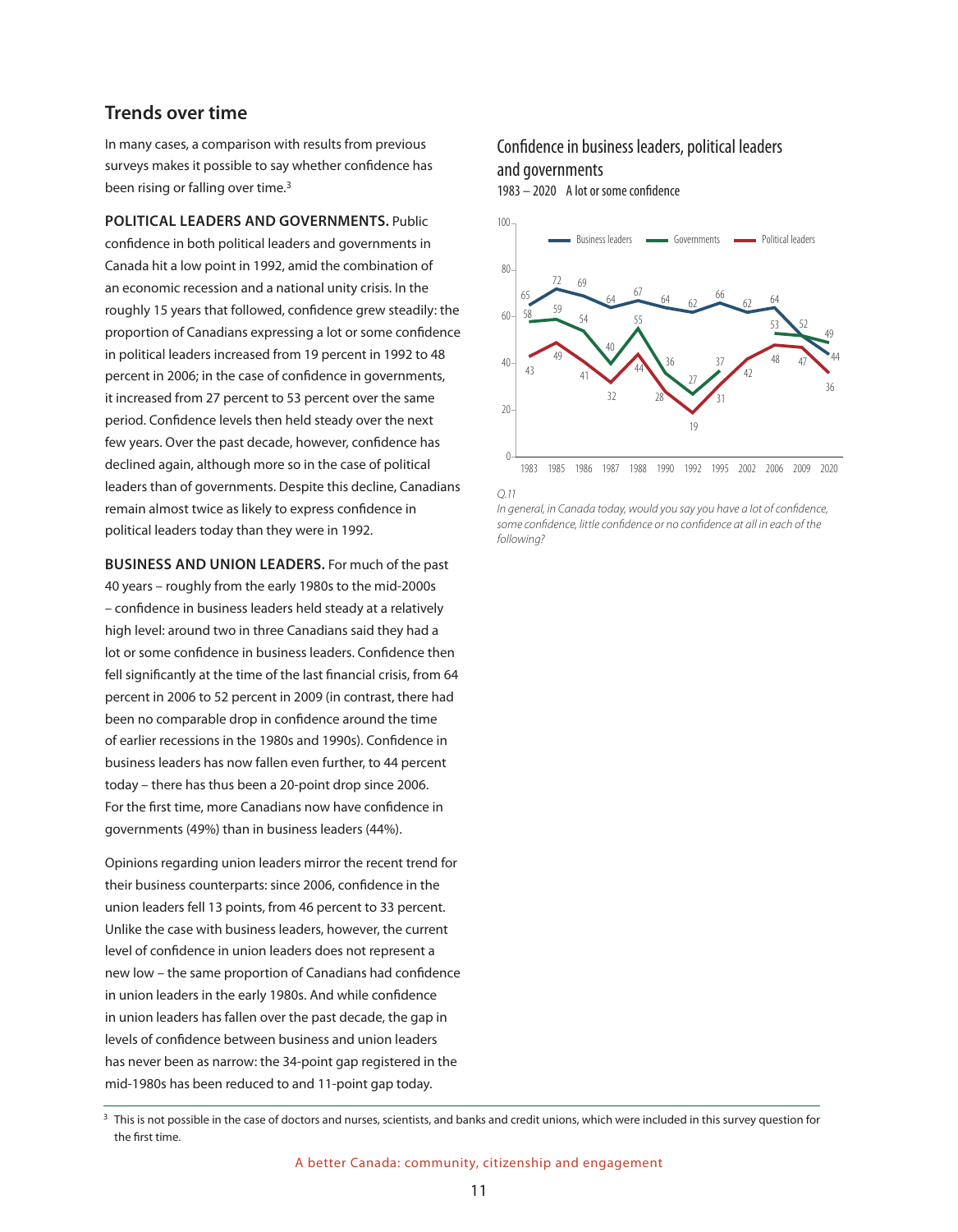## Trends over time

In many cases, a comparison with results from previous surveys makes it possible to say whether confidence has been rising or falling over time.[3]

**POLITICAL LEADERS AND GOVERNMENTS.** Public confidence in both political leaders and governments in Canada hit a low point in 1992, amid the combination of an economic recession and a national unity crisis. In the roughly 15 years that followed, confidence grew steadily: the proportion of Canadians expressing a lot or some confidence in political leaders increased from 19 percent in 1992 to 48 percent in 2006; in the case of confidence in governments, it increased from 27 percent to 53 percent over the same period. Confidence levels then held steady over the next few years. Over the past decade, however, confidence has declined again, although more so in the case of political leaders than of governments. Despite this decline, Canadians remain almost twice as likely to express confidence in political leaders today than they were in 1992.

**BUSINESS AND UNION LEADERS.** For much of the past 40 years – roughly from the early 1980s to the mid-2000s – confidence in business leaders held steady at a relatively high level: around two in three Canadians said they had a lot or some confidence in business leaders. Confidence then fell significantly at the time of the last financial crisis, from 64 percent in 2006 to 52 percent in 2009 (in contrast, there had been no comparable drop in confidence around the time of earlier recessions in the 1980s and 1990s). Confidence in business leaders has now fallen even further, to 44 percent today – there has thus been a 20-point drop since 2006. For the first time, more Canadians now have confidence in governments (49%) than in business leaders (44%).

Opinions regarding union leaders mirror the recent trend for their business counterparts: since 2006, confidence in the union leaders fell 13 points, from 46 percent to 33 percent. Unlike the case with business leaders, however, the current level of confidence in union leaders does not represent a new low – the same proportion of Canadians had confidence in union leaders in the early 1980s. And while confidence in union leaders has fallen over the past decade, the gap in levels of confidence between business and union leaders has never been as narrow: the 34-point gap registered in the mid-1980s has been reduced to and 11-point gap today.

### Confidence in business leaders, political leaders and governments

1983 – 2020 A lot or some confidence

| | 1983 | 1985 | 1986 | 1987 | 1988 | 1990 | 1992 | 1995 | 2002 | 2006 | 2009 | 2020 |
|---|---|---|---|---|---|---|---|---|---|---|---|---|
| Business leaders | 65 | 72 | 69 | 64 | 67 | 64 | 62 | 66 | 62 | 64 | 52 | 44 |
| Governments | 58 | 59 | 54 | 40 | 55 | 36 | 27 | 37 | | 53 | | 49 |
| Political leaders | 43 | 49 | 41 | 32 | 44 | 28 | 19 | 31 | 42 | 48 | 47 | 36 |

*Q.11*
*In general, in Canada today, would you say you have a lot of confidence, some confidence, little confidence or no confidence at all in each of the following?*

[3] This is not possible in the case of doctors and nurses, scientists, and banks and credit unions, which were included in this survey question for the first time.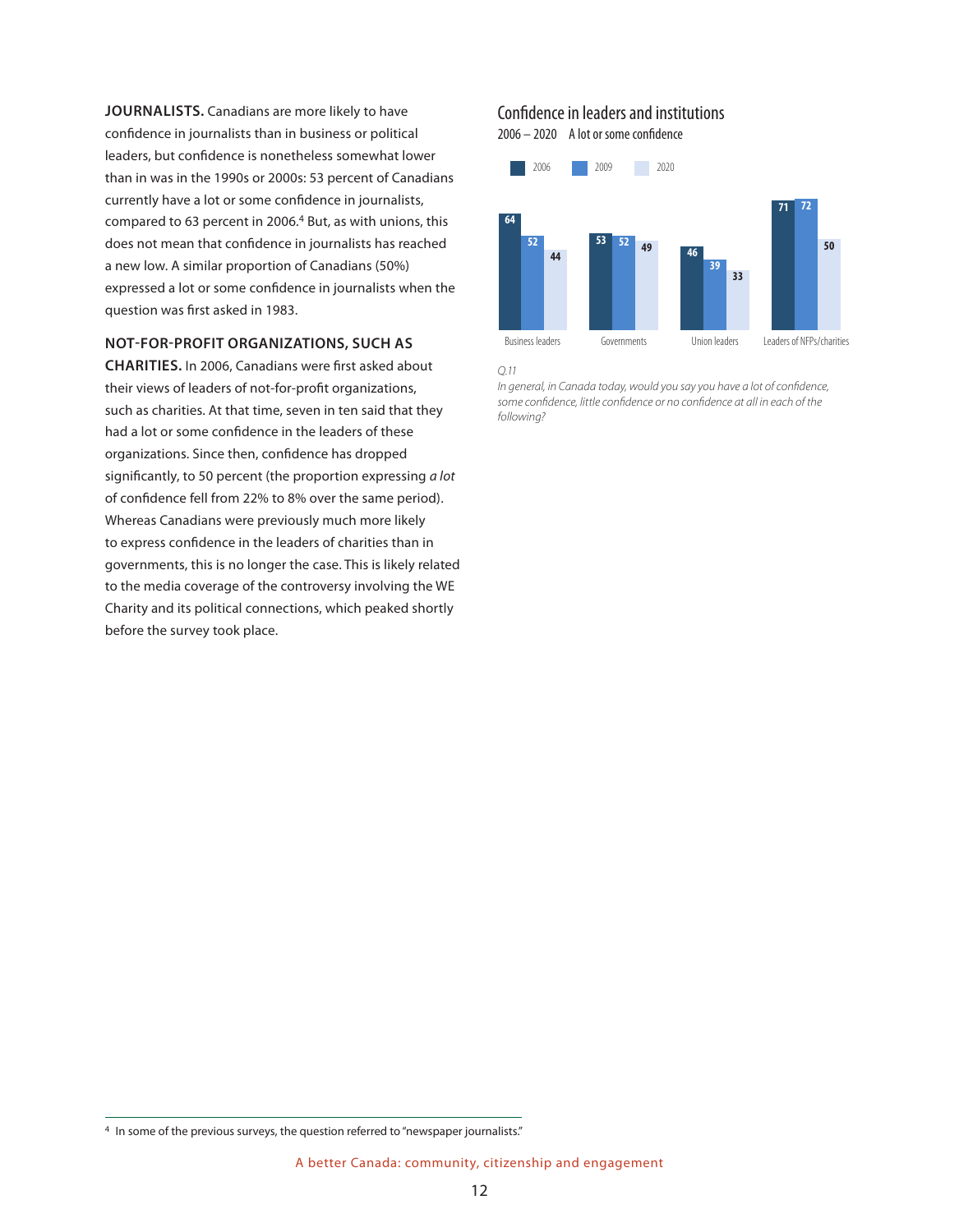**JOURNALISTS.** Canadians are more likely to have confidence in journalists than in business or political leaders, but confidence is nonetheless somewhat lower than in was in the 1990s or 2000s: 53 percent of Canadians currently have a lot or some confidence in journalists, compared to 63 percent in 2006.[4] But, as with unions, this does not mean that confidence in journalists has reached a new low. A similar proportion of Canadians (50%) expressed a lot or some confidence in journalists when the question was first asked in 1983.

**NOT-FOR-PROFIT ORGANIZATIONS, SUCH AS CHARITIES.** In 2006, Canadians were first asked about their views of leaders of not-for-profit organizations, such as charities. At that time, seven in ten said that they had a lot or some confidence in the leaders of these organizations. Since then, confidence has dropped significantly, to 50 percent (the proportion expressing *a lot* of confidence fell from 22% to 8% over the same period). Whereas Canadians were previously much more likely to express confidence in the leaders of charities than in governments, this is no longer the case. This is likely related to the media coverage of the controversy involving the WE Charity and its political connections, which peaked shortly before the survey took place.

## Confidence in leaders and institutions

2006 – 2020 A lot or some confidence

| | 2006 | 2009 | 2020 |
|---|---|---|---|
| Business leaders | 64 | 52 | 44 |
| Governments | 53 | 52 | 49 |
| Union leaders | 46 | 39 | 33 |
| Leaders of NFPs/charities | 71 | 72 | 50 |

*Q.11*

*In general, in Canada today, would you say you have a lot of confidence, some confidence, little confidence or no confidence at all in each of the following?*

[4] In some of the previous surveys, the question referred to "newspaper journalists."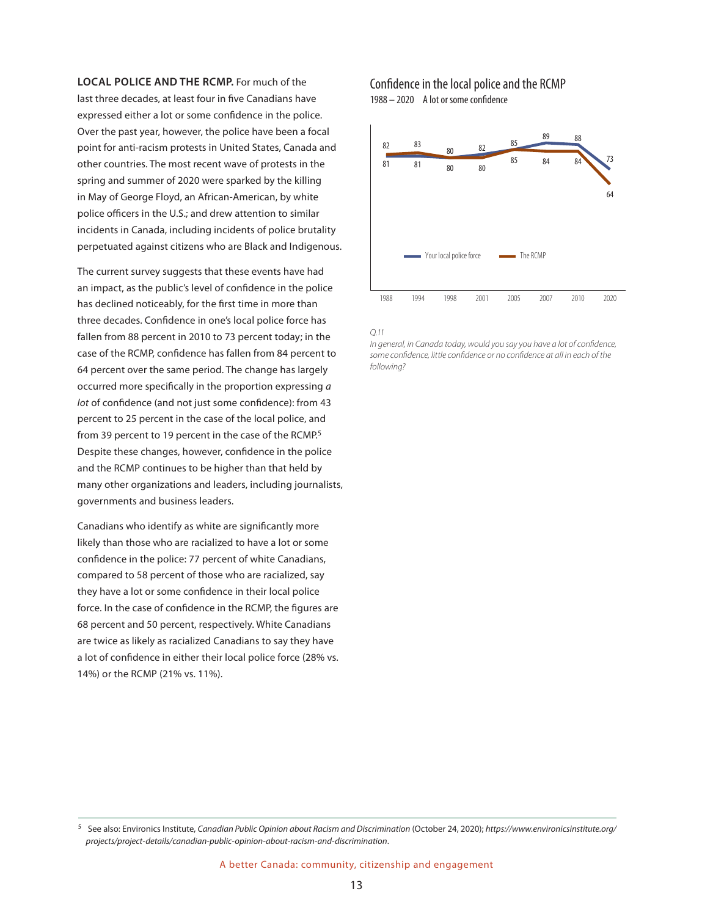**LOCAL POLICE AND THE RCMP.** For much of the last three decades, at least four in five Canadians have expressed either a lot or some confidence in the police. Over the past year, however, the police have been a focal point for anti-racism protests in United States, Canada and other countries. The most recent wave of protests in the spring and summer of 2020 were sparked by the killing in May of George Floyd, an African-American, by white police officers in the U.S.; and drew attention to similar incidents in Canada, including incidents of police brutality perpetuated against citizens who are Black and Indigenous.

The current survey suggests that these events have had an impact, as the public's level of confidence in the police has declined noticeably, for the first time in more than three decades. Confidence in one's local police force has fallen from 88 percent in 2010 to 73 percent today; in the case of the RCMP, confidence has fallen from 84 percent to 64 percent over the same period. The change has largely occurred more specifically in the proportion expressing *a lot* of confidence (and not just some confidence): from 43 percent to 25 percent in the case of the local police, and from 39 percent to 19 percent in the case of the RCMP.[5] Despite these changes, however, confidence in the police and the RCMP continues to be higher than that held by many other organizations and leaders, including journalists, governments and business leaders.

Canadians who identify as white are significantly more likely than those who are racialized to have a lot or some confidence in the police: 77 percent of white Canadians, compared to 58 percent of those who are racialized, say they have a lot or some confidence in their local police force. In the case of confidence in the RCMP, the figures are 68 percent and 50 percent, respectively. White Canadians are twice as likely as racialized Canadians to say they have a lot of confidence in either their local police force (28% vs. 14%) or the RCMP (21% vs. 11%).

## Confidence in the local police and the RCMP

1988 – 2020 A lot or some confidence

| | 1988 | 1994 | 1998 | 2001 | 2005 | 2007 | 2010 | 2020 |
|---|---|---|---|---|---|---|---|---|
| Your local police force | 81 | 81 | 80 | 82 | 85 | 89 | 88 | 73 |
| The RCMP | 82 | 83 | 80 | 80 | 85 | 84 | 84 | 64 |

*Q.11*
*In general, in Canada today, would you say you have a lot of confidence, some confidence, little confidence or no confidence at all in each of the following?*

---

[5] See also: Environics Institute, *Canadian Public Opinion about Racism and Discrimination* (October 24, 2020); *https://www.environicsinstitute.org/projects/project-details/canadian-public-opinion-about-racism-and-discrimination*.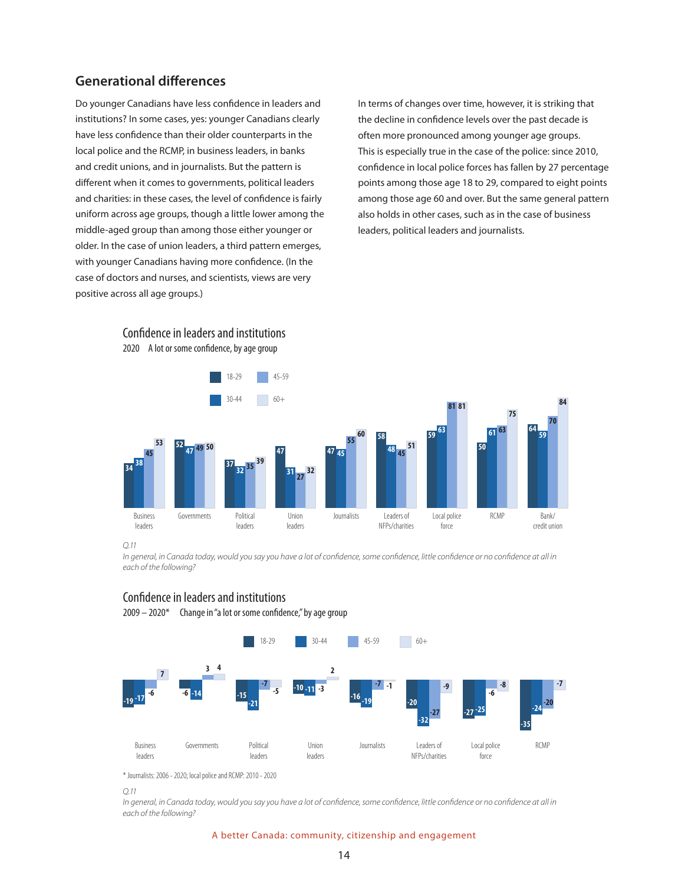## Generational differences

Do younger Canadians have less confidence in leaders and institutions? In some cases, yes: younger Canadians clearly have less confidence than their older counterparts in the local police and the RCMP, in business leaders, in banks and credit unions, and in journalists. But the pattern is different when it comes to governments, political leaders and charities: in these cases, the level of confidence is fairly uniform across age groups, though a little lower among the middle-aged group than among those either younger or older. In the case of union leaders, a third pattern emerges, with younger Canadians having more confidence. (In the case of doctors and nurses, and scientists, views are very positive across all age groups.)

In terms of changes over time, however, it is striking that the decline in confidence levels over the past decade is often more pronounced among younger age groups. This is especially true in the case of the police: since 2010, confidence in local police forces has fallen by 27 percentage points among those age 18 to 29, compared to eight points among those age 60 and over. But the same general pattern also holds in other cases, such as in the case of business leaders, political leaders and journalists.

### Confidence in leaders and institutions

2020 A lot or some confidence, by age group

| | 18-29 | 30-44 | 45-59 | 60+ |
|---|---|---|---|---|
| Business leaders | 34 | 38 | 45 | 53 |
| Governments | 52 | 47 | 49 | 50 |
| Political leaders | 37 | 32 | 35 | 39 |
| Union leaders | 47 | 31 | 27 | 32 |
| Journalists | 47 | 45 | 55 | 60 |
| Leaders of NFPs/charities | 58 | 48 | 45 | 51 |
| Local police force | 59 | 63 | 81 | 81 |
| RCMP | 50 | 61 | 63 | 75 |
| Bank/credit union | 64 | 59 | 70 | 84 |

*Q.11*

*In general, in Canada today, would you say you have a lot of confidence, some confidence, little confidence or no confidence at all in each of the following?*

### Confidence in leaders and institutions

2009 – 2020* Change in "a lot or some confidence," by age group

| | 18-29 | 30-44 | 45-59 | 60+ |
|---|---|---|---|---|
| Business leaders | -19 | -17 | -6 | 7 |
| Governments | -6 | -14 | 3 | 4 |
| Political leaders | -15 | -21 | -7 | -5 |
| Union leaders | -10 | -11 | -3 | 2 |
| Journalists | -16 | -19 | -7 | -1 |
| Leaders of NFPs/charities | -20 | -32 | -27 | -9 |
| Local police force | -27 | -25 | -6 | -8 |
| RCMP | -35 | -24 | -20 | -7 |

\* Journalists: 2006 - 2020; local police and RCMP: 2010 - 2020

*Q.11*

*In general, in Canada today, would you say you have a lot of confidence, some confidence, little confidence or no confidence at all in each of the following?*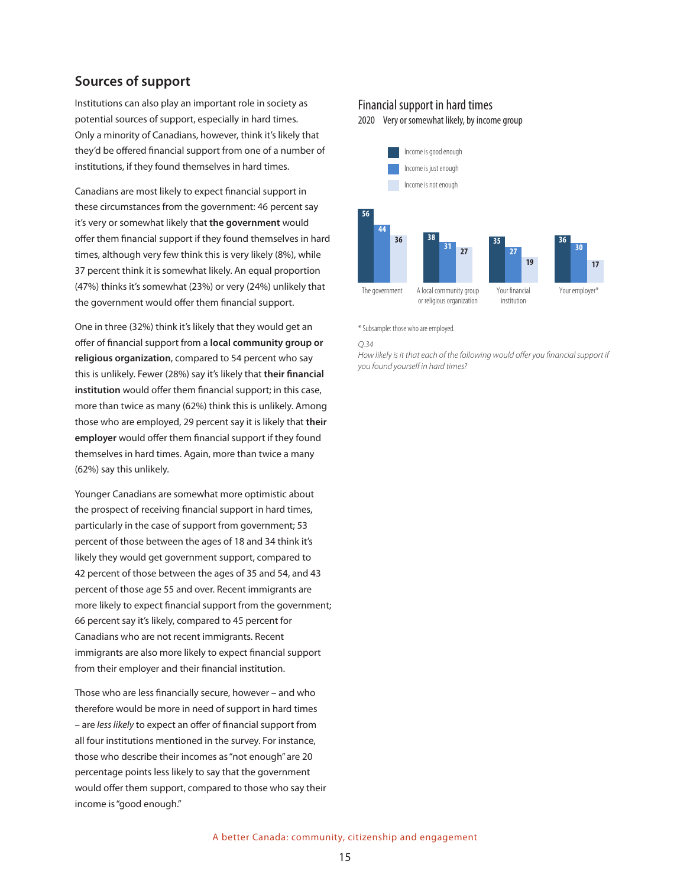## Sources of support

Institutions can also play an important role in society as potential sources of support, especially in hard times. Only a minority of Canadians, however, think it's likely that they'd be offered financial support from one of a number of institutions, if they found themselves in hard times.

Canadians are most likely to expect financial support in these circumstances from the government: 46 percent say it's very or somewhat likely that **the government** would offer them financial support if they found themselves in hard times, although very few think this is very likely (8%), while 37 percent think it is somewhat likely. An equal proportion (47%) thinks it's somewhat (23%) or very (24%) unlikely that the government would offer them financial support.

One in three (32%) think it's likely that they would get an offer of financial support from a **local community group or religious organization**, compared to 54 percent who say this is unlikely. Fewer (28%) say it's likely that **their financial institution** would offer them financial support; in this case, more than twice as many (62%) think this is unlikely. Among those who are employed, 29 percent say it is likely that **their employer** would offer them financial support if they found themselves in hard times. Again, more than twice a many (62%) say this unlikely.

Younger Canadians are somewhat more optimistic about the prospect of receiving financial support in hard times, particularly in the case of support from government; 53 percent of those between the ages of 18 and 34 think it's likely they would get government support, compared to 42 percent of those between the ages of 35 and 54, and 43 percent of those age 55 and over. Recent immigrants are more likely to expect financial support from the government; 66 percent say it's likely, compared to 45 percent for Canadians who are not recent immigrants. Recent immigrants are also more likely to expect financial support from their employer and their financial institution.

Those who are less financially secure, however – and who therefore would be more in need of support in hard times – are *less likely* to expect an offer of financial support from all four institutions mentioned in the survey. For instance, those who describe their incomes as "not enough" are 20 percentage points less likely to say that the government would offer them support, compared to those who say their income is "good enough."

### Financial support in hard times

2020 Very or somewhat likely, by income group

| | Income is good enough | Income is just enough | Income is not enough |
|---|---|---|---|
| The government | 56 | 44 | 36 |
| A local community group or religious organization | 38 | 31 | 27 |
| Your financial institution | 35 | 27 | 19 |
| Your employer* | 36 | 30 | 17 |

\* Subsample: those who are employed.

*Q.34*
*How likely is it that each of the following would offer you financial support if you found yourself in hard times?*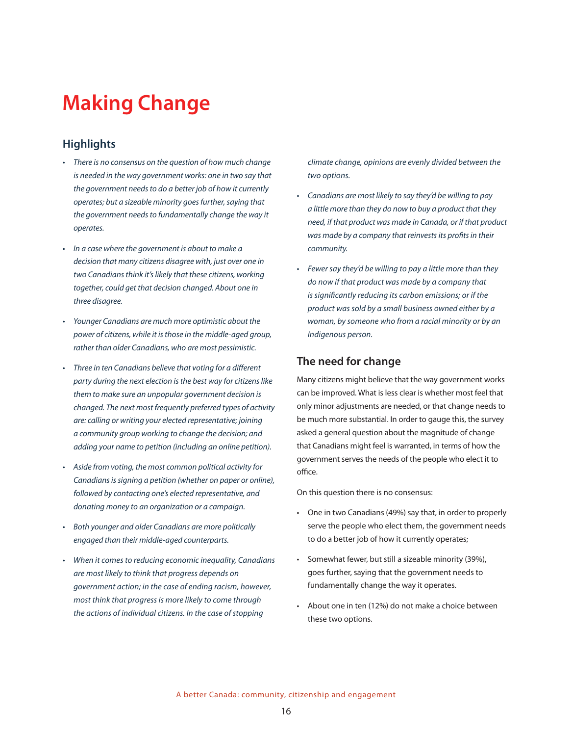# Making Change

## Highlights

- *There is no consensus on the question of how much change is needed in the way government works: one in two say that the government needs to do a better job of how it currently operates; but a sizeable minority goes further, saying that the government needs to fundamentally change the way it operates.*
- *In a case where the government is about to make a decision that many citizens disagree with, just over one in two Canadians think it's likely that these citizens, working together, could get that decision changed. About one in three disagree.*
- *Younger Canadians are much more optimistic about the power of citizens, while it is those in the middle-aged group, rather than older Canadians, who are most pessimistic.*
- *Three in ten Canadians believe that voting for a different party during the next election is the best way for citizens like them to make sure an unpopular government decision is changed. The next most frequently preferred types of activity are: calling or writing your elected representative; joining a community group working to change the decision; and adding your name to petition (including an online petition).*
- *Aside from voting, the most common political activity for Canadians is signing a petition (whether on paper or online), followed by contacting one's elected representative, and donating money to an organization or a campaign.*
- *Both younger and older Canadians are more politically engaged than their middle-aged counterparts.*
- *When it comes to reducing economic inequality, Canadians are most likely to think that progress depends on government action; in the case of ending racism, however, most think that progress is more likely to come through the actions of individual citizens. In the case of stopping climate change, opinions are evenly divided between the two options.*
- *Canadians are most likely to say they'd be willing to pay a little more than they do now to buy a product that they need, if that product was made in Canada, or if that product was made by a company that reinvests its profits in their community.*
- *Fewer say they'd be willing to pay a little more than they do now if that product was made by a company that is significantly reducing its carbon emissions; or if the product was sold by a small business owned either by a woman, by someone who from a racial minority or by an Indigenous person.*

## The need for change

Many citizens might believe that the way government works can be improved. What is less clear is whether most feel that only minor adjustments are needed, or that change needs to be much more substantial. In order to gauge this, the survey asked a general question about the magnitude of change that Canadians might feel is warranted, in terms of how the government serves the needs of the people who elect it to office.

On this question there is no consensus:

- One in two Canadians (49%) say that, in order to properly serve the people who elect them, the government needs to do a better job of how it currently operates;
- Somewhat fewer, but still a sizeable minority (39%), goes further, saying that the government needs to fundamentally change the way it operates.
- About one in ten (12%) do not make a choice between these two options.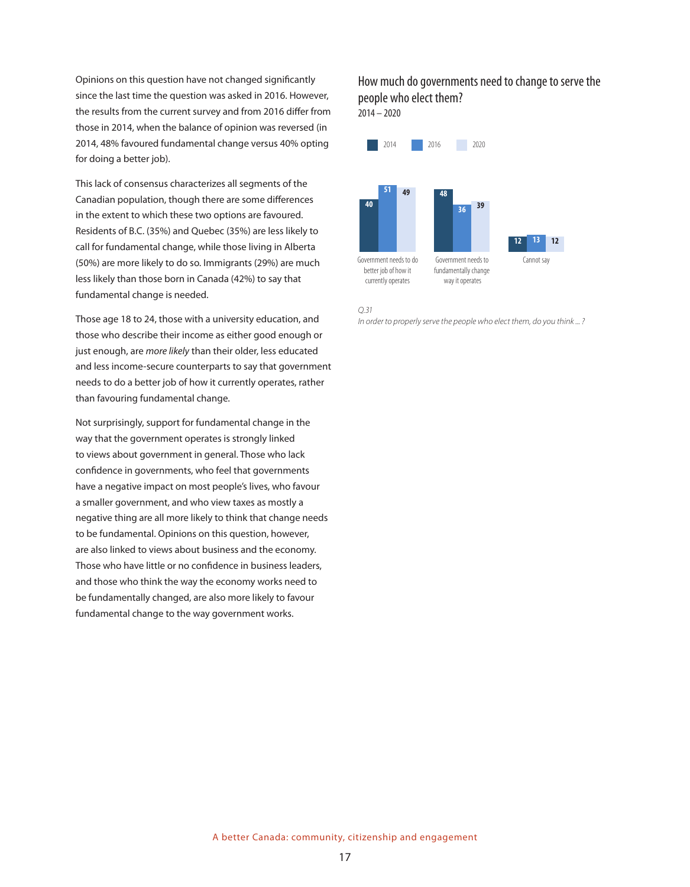Opinions on this question have not changed significantly since the last time the question was asked in 2016. However, the results from the current survey and from 2016 differ from those in 2014, when the balance of opinion was reversed (in 2014, 48% favoured fundamental change versus 40% opting for doing a better job).

This lack of consensus characterizes all segments of the Canadian population, though there are some differences in the extent to which these two options are favoured. Residents of B.C. (35%) and Quebec (35%) are less likely to call for fundamental change, while those living in Alberta (50%) are more likely to do so. Immigrants (29%) are much less likely than those born in Canada (42%) to say that fundamental change is needed.

Those age 18 to 24, those with a university education, and those who describe their income as either good enough or just enough, are *more likely* than their older, less educated and less income-secure counterparts to say that government needs to do a better job of how it currently operates, rather than favouring fundamental change.

Not surprisingly, support for fundamental change in the way that the government operates is strongly linked to views about government in general. Those who lack confidence in governments, who feel that governments have a negative impact on most people's lives, who favour a smaller government, and who view taxes as mostly a negative thing are all more likely to think that change needs to be fundamental. Opinions on this question, however, are also linked to views about business and the economy. Those who have little or no confidence in business leaders, and those who think the way the economy works need to be fundamentally changed, are also more likely to favour fundamental change to the way government works.

### How much do governments need to change to serve the people who elect them?
2014 – 2020

| | 2014 | 2016 | 2020 |
|---|---|---|---|
| Government needs to do better job of how it currently operates | 40 | 51 | 49 |
| Government needs to fundamentally change way it operates | 48 | 36 | 39 |
| Cannot say | 12 | 13 | 12 |

*Q.31*
*In order to properly serve the people who elect them, do you think ... ?*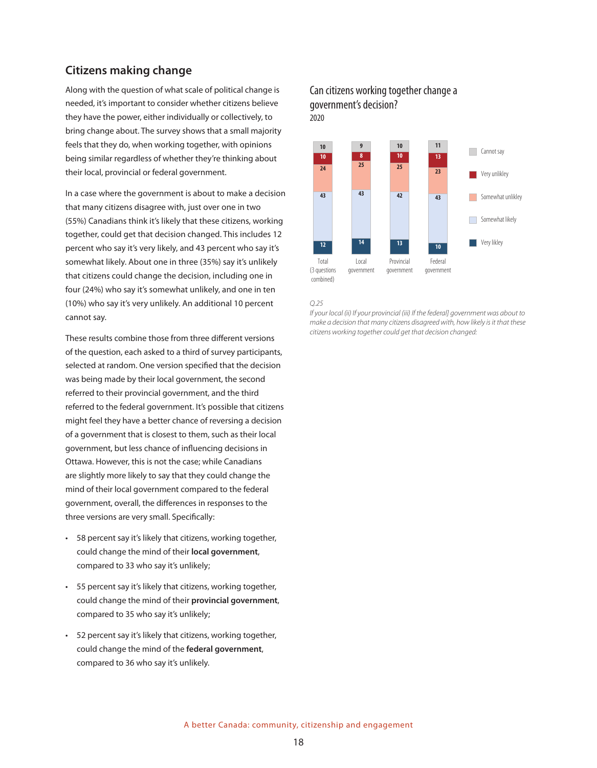## Citizens making change

Along with the question of what scale of political change is needed, it's important to consider whether citizens believe they have the power, either individually or collectively, to bring change about. The survey shows that a small majority feels that they do, when working together, with opinions being similar regardless of whether they're thinking about their local, provincial or federal government.

In a case where the government is about to make a decision that many citizens disagree with, just over one in two (55%) Canadians think it's likely that these citizens, working together, could get that decision changed. This includes 12 percent who say it's very likely, and 43 percent who say it's somewhat likely. About one in three (35%) say it's unlikely that citizens could change the decision, including one in four (24%) who say it's somewhat unlikely, and one in ten (10%) who say it's very unlikely. An additional 10 percent cannot say.

These results combine those from three different versions of the question, each asked to a third of survey participants, selected at random. One version specified that the decision was being made by their local government, the second referred to their provincial government, and the third referred to the federal government. It's possible that citizens might feel they have a better chance of reversing a decision of a government that is closest to them, such as their local government, but less chance of influencing decisions in Ottawa. However, this is not the case; while Canadians are slightly more likely to say that they could change the mind of their local government compared to the federal government, overall, the differences in responses to the three versions are very small. Specifically:

- 58 percent say it's likely that citizens, working together, could change the mind of their **local government**, compared to 33 who say it's unlikely;
- 55 percent say it's likely that citizens, working together, could change the mind of their **provincial government**, compared to 35 who say it's unlikely;
- 52 percent say it's likely that citizens, working together, could change the mind of the **federal government**, compared to 36 who say it's unlikely.

### Can citizens working together change a government's decision?
2020

| | Total (3 questions combined) | Local government | Provincial government | Federal government |
|---|---|---|---|---|
| Cannot say | 10 | 9 | 10 | 11 |
| Very unlikley | 10 | 8 | 10 | 13 |
| Somewhat unlikley | 24 | 25 | 25 | 23 |
| Somewhat likely | 43 | 43 | 42 | 43 |
| Very likley | 12 | 14 | 13 | 10 |

*Q.25*
*If your local (ii) If your provincial (iii) If the federal] government was about to make a decision that many citizens disagreed with, how likely is it that these citizens working together could get that decision changed:*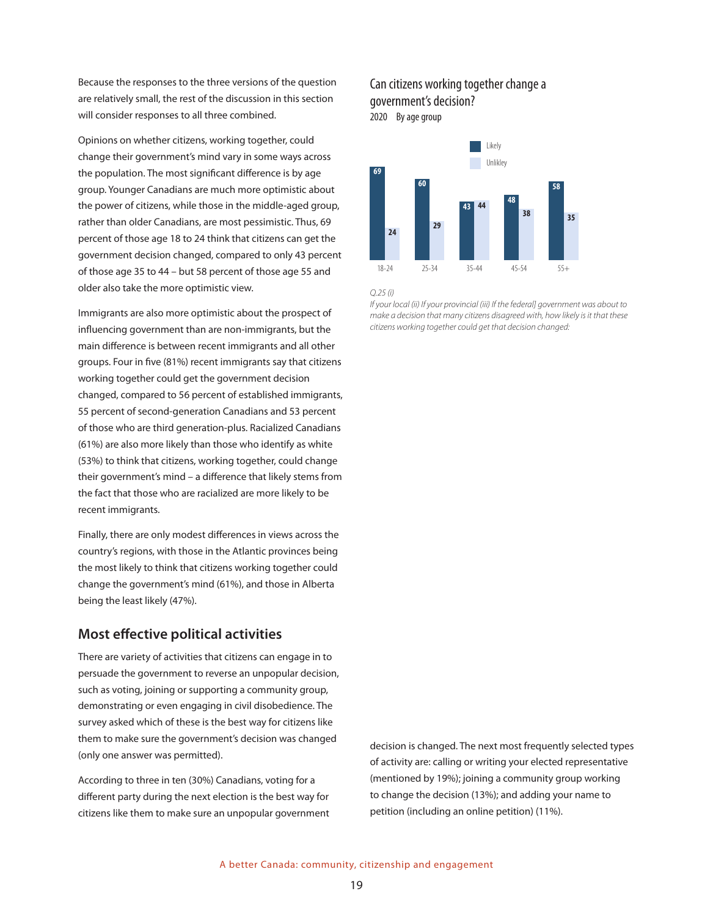Because the responses to the three versions of the question are relatively small, the rest of the discussion in this section will consider responses to all three combined.

Opinions on whether citizens, working together, could change their government's mind vary in some ways across the population. The most significant difference is by age group. Younger Canadians are much more optimistic about the power of citizens, while those in the middle-aged group, rather than older Canadians, are most pessimistic. Thus, 69 percent of those age 18 to 24 think that citizens can get the government decision changed, compared to only 43 percent of those age 35 to 44 – but 58 percent of those age 55 and older also take the more optimistic view.

Immigrants are also more optimistic about the prospect of influencing government than are non-immigrants, but the main difference is between recent immigrants and all other groups. Four in five (81%) recent immigrants say that citizens working together could get the government decision changed, compared to 56 percent of established immigrants, 55 percent of second-generation Canadians and 53 percent of those who are third generation-plus. Racialized Canadians (61%) are also more likely than those who identify as white (53%) to think that citizens, working together, could change their government's mind – a difference that likely stems from the fact that those who are racialized are more likely to be recent immigrants.

Finally, there are only modest differences in views across the country's regions, with those in the Atlantic provinces being the most likely to think that citizens working together could change the government's mind (61%), and those in Alberta being the least likely (47%).

**Can citizens working together change a government's decision?**
2020 By age group

| Age group | Likely | Unlikley |
|---|---|---|
| 18-24 | 69 | 24 |
| 25-34 | 60 | 29 |
| 35-44 | 43 | 44 |
| 45-54 | 48 | 38 |
| 55+ | 58 | 35 |

*Q.25 (i)*
*If your local (ii) If your provincial (iii) If the federal] government was about to make a decision that many citizens disagreed with, how likely is it that these citizens working together could get that decision changed:*

## Most effective political activities

There are variety of activities that citizens can engage in to persuade the government to reverse an unpopular decision, such as voting, joining or supporting a community group, demonstrating or even engaging in civil disobedience. The survey asked which of these is the best way for citizens like them to make sure the government's decision was changed (only one answer was permitted).

According to three in ten (30%) Canadians, voting for a different party during the next election is the best way for citizens like them to make sure an unpopular government decision is changed. The next most frequently selected types of activity are: calling or writing your elected representative (mentioned by 19%); joining a community group working to change the decision (13%); and adding your name to petition (including an online petition) (11%).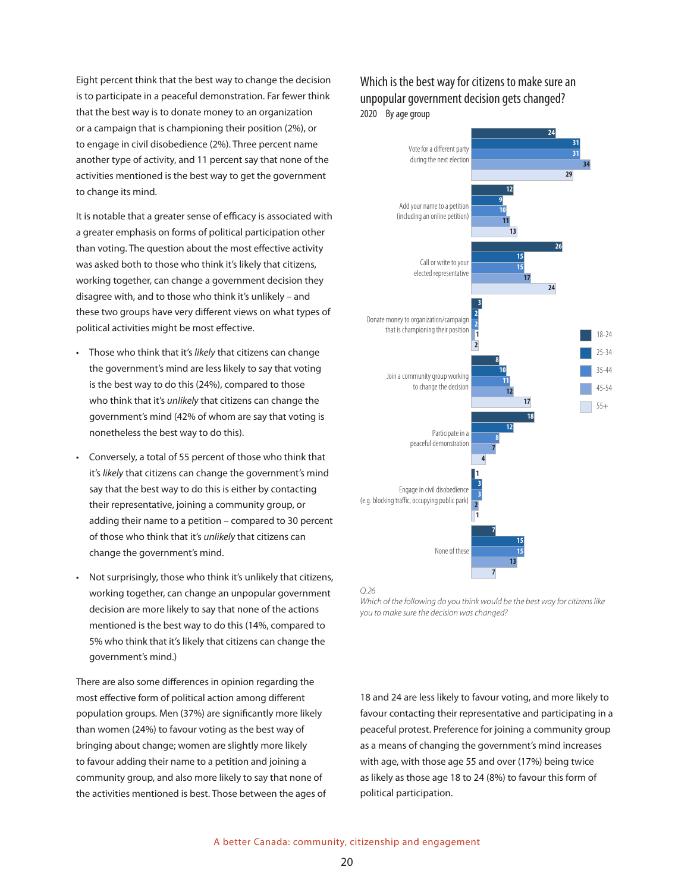Eight percent think that the best way to change the decision is to participate in a peaceful demonstration. Far fewer think that the best way is to donate money to an organization or a campaign that is championing their position (2%), or to engage in civil disobedience (2%). Three percent name another type of activity, and 11 percent say that none of the activities mentioned is the best way to get the government to change its mind.

It is notable that a greater sense of efficacy is associated with a greater emphasis on forms of political participation other than voting. The question about the most effective activity was asked both to those who think it's likely that citizens, working together, can change a government decision they disagree with, and to those who think it's unlikely – and these two groups have very different views on what types of political activities might be most effective.

- Those who think that it's *likely* that citizens can change the government's mind are less likely to say that voting is the best way to do this (24%), compared to those who think that it's *unlikely* that citizens can change the government's mind (42% of whom are say that voting is nonetheless the best way to do this).
- Conversely, a total of 55 percent of those who think that it's *likely* that citizens can change the government's mind say that the best way to do this is either by contacting their representative, joining a community group, or adding their name to a petition – compared to 30 percent of those who think that it's *unlikely* that citizens can change the government's mind.
- Not surprisingly, those who think it's unlikely that citizens, working together, can change an unpopular government decision are more likely to say that none of the actions mentioned is the best way to do this (14%, compared to 5% who think that it's likely that citizens can change the government's mind.)

There are also some differences in opinion regarding the most effective form of political action among different population groups. Men (37%) are significantly more likely than women (24%) to favour voting as the best way of bringing about change; women are slightly more likely to favour adding their name to a petition and joining a community group, and also more likely to say that none of the activities mentioned is best. Those between the ages of 18 and 24 are less likely to favour voting, and more likely to favour contacting their representative and participating in a peaceful protest. Preference for joining a community group as a means of changing the government's mind increases with age, with those age 55 and over (17%) being twice as likely as those age 18 to 24 (8%) to favour this form of political participation.

## Which is the best way for citizens to make sure an unpopular government decision gets changed?

2020 By age group

| | 18-24 | 25-34 | 35-44 | 45-54 | 55+ |
|---|---|---|---|---|---|
| Vote for a different party during the next election | 24 | 31 | 31 | 34 | 29 |
| Add your name to a petition (including an online petition) | 12 | 9 | 10 | 11 | 13 |
| Call or write to your elected representative | 26 | 15 | 15 | 17 | 24 |
| Donate money to organization/campaign that is championing their position | 3 | 2 | 2 | 1 | 2 |
| Join a community group working to change the decision | 8 | 10 | 11 | 12 | 17 |
| Participate in a peaceful demonstration | 18 | 12 | 8 | 7 | 4 |
| Engage in civil disobedience (e.g. blocking traffic, occupying public park) | 1 | 3 | 3 | 2 | 1 |
| None of these | 7 | 15 | 15 | 13 | 7 |

*Q.26*
*Which of the following do you think would be the best way for citizens like you to make sure the decision was changed?*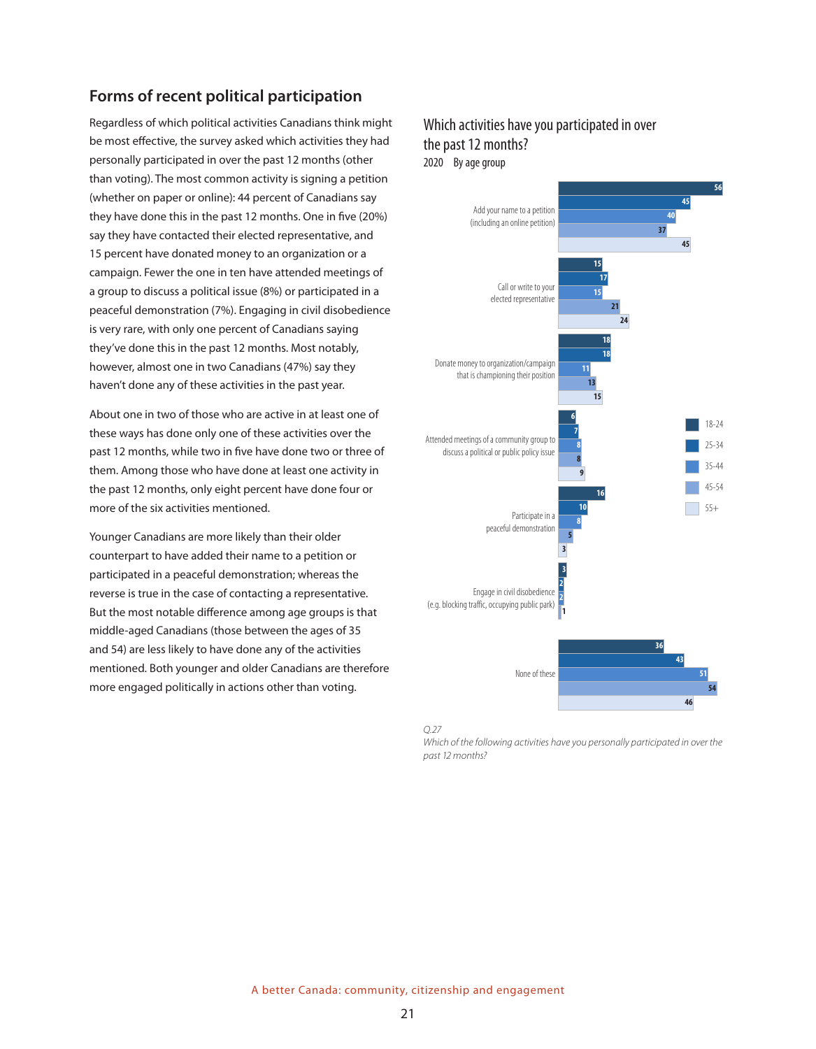## Forms of recent political participation

Regardless of which political activities Canadians think might be most effective, the survey asked which activities they had personally participated in over the past 12 months (other than voting). The most common activity is signing a petition (whether on paper or online): 44 percent of Canadians say they have done this in the past 12 months. One in five (20%) say they have contacted their elected representative, and 15 percent have donated money to an organization or a campaign. Fewer the one in ten have attended meetings of a group to discuss a political issue (8%) or participated in a peaceful demonstration (7%). Engaging in civil disobedience is very rare, with only one percent of Canadians saying they've done this in the past 12 months. Most notably, however, almost one in two Canadians (47%) say they haven't done any of these activities in the past year.

About one in two of those who are active in at least one of these ways has done only one of these activities over the past 12 months, while two in five have done two or three of them. Among those who have done at least one activity in the past 12 months, only eight percent have done four or more of the six activities mentioned.

Younger Canadians are more likely than their older counterpart to have added their name to a petition or participated in a peaceful demonstration; whereas the reverse is true in the case of contacting a representative. But the most notable difference among age groups is that middle-aged Canadians (those between the ages of 35 and 54) are less likely to have done any of the activities mentioned. Both younger and older Canadians are therefore more engaged politically in actions other than voting.

### Which activities have you participated in over the past 12 months?

2020 By age group

| Activity | 18-24 | 25-34 | 35-44 | 45-54 | 55+ |
|---|---|---|---|---|---|
| Add your name to a petition (including an online petition) | 56 | 45 | 40 | 37 | 45 |
| Call or write to your elected representative | 15 | 17 | 15 | 21 | 24 |
| Donate money to organization/campaign that is championing their position | 18 | 18 | 11 | 13 | 15 |
| Attended meetings of a community group to discuss a political or public policy issue | 6 | 7 | 8 | 8 | 9 |
| Participate in a peaceful demonstration | 16 | 10 | 8 | 5 | 3 |
| Engage in civil disobedience (e.g. blocking traffic, occupying public park) | 3 | 2 | 2 | 1 | |
| None of these | 36 | 43 | 51 | 54 | 46 |

*Q.27*
*Which of the following activities have you personally participated in over the past 12 months?*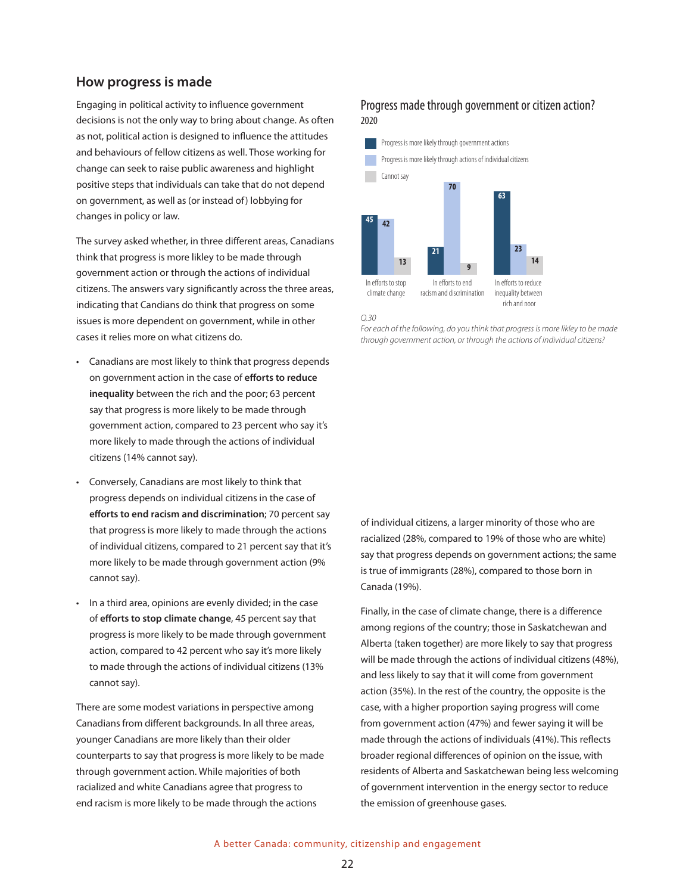## How progress is made

Engaging in political activity to influence government decisions is not the only way to bring about change. As often as not, political action is designed to influence the attitudes and behaviours of fellow citizens as well. Those working for change can seek to raise public awareness and highlight positive steps that individuals can take that do not depend on government, as well as (or instead of) lobbying for changes in policy or law.

The survey asked whether, in three different areas, Canadians think that progress is more likley to be made through government action or through the actions of individual citizens. The answers vary significantly across the three areas, indicating that Candians do think that progress on some issues is more dependent on government, while in other cases it relies more on what citizens do.

- Canadians are most likely to think that progress depends on government action in the case of **efforts to reduce inequality** between the rich and the poor; 63 percent say that progress is more likely to be made through government action, compared to 23 percent who say it's more likely to made through the actions of individual citizens (14% cannot say).
- Conversely, Canadians are most likely to think that progress depends on individual citizens in the case of **efforts to end racism and discrimination**; 70 percent say that progress is more likely to made through the actions of individual citizens, compared to 21 percent say that it's more likely to be made through government action (9% cannot say).
- In a third area, opinions are evenly divided; in the case of **efforts to stop climate change**, 45 percent say that progress is more likely to be made through government action, compared to 42 percent who say it's more likely to made through the actions of individual citizens (13% cannot say).

There are some modest variations in perspective among Canadians from different backgrounds. In all three areas, younger Canadians are more likely than their older counterparts to say that progress is more likely to be made through government action. While majorities of both racialized and white Canadians agree that progress to end racism is more likely to be made through the actions of individual citizens, a larger minority of those who are racialized (28%, compared to 19% of those who are white) say that progress depends on government actions; the same is true of immigrants (28%), compared to those born in Canada (19%).

Finally, in the case of climate change, there is a difference among regions of the country; those in Saskatchewan and Alberta (taken together) are more likely to say that progress will be made through the actions of individual citizens (48%), and less likely to say that it will come from government action (35%). In the rest of the country, the opposite is the case, with a higher proportion saying progress will come from government action (47%) and fewer saying it will be made through the actions of individuals (41%). This reflects broader regional differences of opinion on the issue, with residents of Alberta and Saskatchewan being less welcoming of government intervention in the energy sector to reduce the emission of greenhouse gases.

### Progress made through government or citizen action?
2020

| | In efforts to stop climate change | In efforts to end racism and discrimination | In efforts to reduce inequality between rich and poor |
|---|---|---|---|
| Progress is more likely through government actions | 45 | 21 | 63 |
| Progress is more likely through actions of individual citizens | 42 | 70 | 23 |
| Cannot say | 13 | 9 | 14 |

*Q.30*
*For each of the following, do you think that progress is more likley to be made through government action, or through the actions of individual citizens?*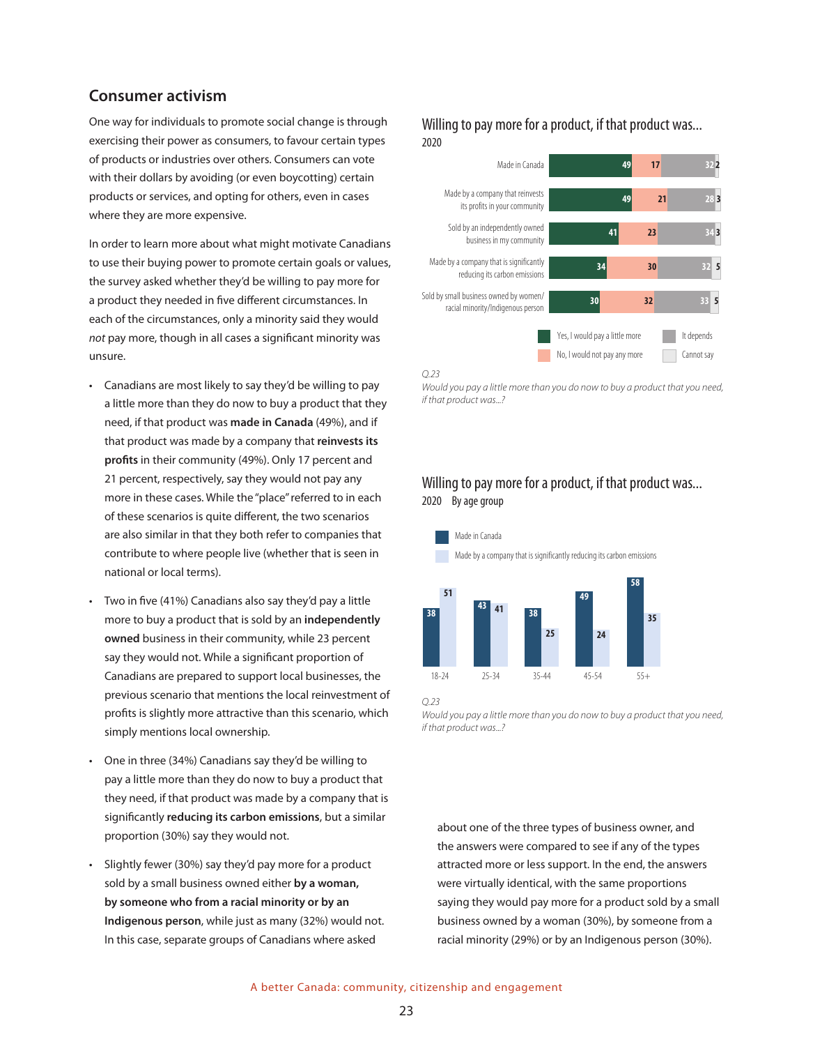## Consumer activism

One way for individuals to promote social change is through exercising their power as consumers, to favour certain types of products or industries over others. Consumers can vote with their dollars by avoiding (or even boycotting) certain products or services, and opting for others, even in cases where they are more expensive.

In order to learn more about what might motivate Canadians to use their buying power to promote certain goals or values, the survey asked whether they'd be willing to pay more for a product they needed in five different circumstances. In each of the circumstances, only a minority said they would *not* pay more, though in all cases a significant minority was unsure.

- Canadians are most likely to say they'd be willing to pay a little more than they do now to buy a product that they need, if that product was **made in Canada** (49%), and if that product was made by a company that **reinvests its profits** in their community (49%). Only 17 percent and 21 percent, respectively, say they would not pay any more in these cases. While the "place" referred to in each of these scenarios is quite different, the two scenarios are also similar in that they both refer to companies that contribute to where people live (whether that is seen in national or local terms).
- Two in five (41%) Canadians also say they'd pay a little more to buy a product that is sold by an **independently owned** business in their community, while 23 percent say they would not. While a significant proportion of Canadians are prepared to support local businesses, the previous scenario that mentions the local reinvestment of profits is slightly more attractive than this scenario, which simply mentions local ownership.
- One in three (34%) Canadians say they'd be willing to pay a little more than they do now to buy a product that they need, if that product was made by a company that is significantly **reducing its carbon emissions**, but a similar proportion (30%) say they would not.
- Slightly fewer (30%) say they'd pay more for a product sold by a small business owned either **by a woman, by someone who from a racial minority or by an Indigenous person**, while just as many (32%) would not. In this case, separate groups of Canadians where asked about one of the three types of business owner, and the answers were compared to see if any of the types attracted more or less support. In the end, the answers were virtually identical, with the same proportions saying they would pay more for a product sold by a small business owned by a woman (30%), by someone from a racial minority (29%) or by an Indigenous person (30%).

### Willing to pay more for a product, if that product was...
2020

| | Yes, I would pay a little more | No, I would not pay any more | It depends | Cannot say |
|---|---|---|---|---|
| Made in Canada | 49 | 17 | 32 | 2 |
| Made by a company that reinvests its profits in your community | 49 | 21 | 28 | 3 |
| Sold by an independently owned business in my community | 41 | 23 | 34 | 3 |
| Made by a company that is significantly reducing its carbon emissions | 34 | 30 | 32 | 5 |
| Sold by small business owned by women/racial minority/Indigenous person | 30 | 32 | 33 | 5 |

*Q.23*
*Would you pay a little more than you do now to buy a product that you need, if that product was...?*

### Willing to pay more for a product, if that product was...
2020 By age group

| | 18-24 | 25-34 | 35-44 | 45-54 | 55+ |
|---|---|---|---|---|---|
| Made in Canada | 38 | 43 | 38 | 49 | 58 |
| Made by a company that is significantly reducing its carbon emissions | 51 | 41 | 25 | 24 | 35 |

*Q.23*
*Would you pay a little more than you do now to buy a product that you need, if that product was...?*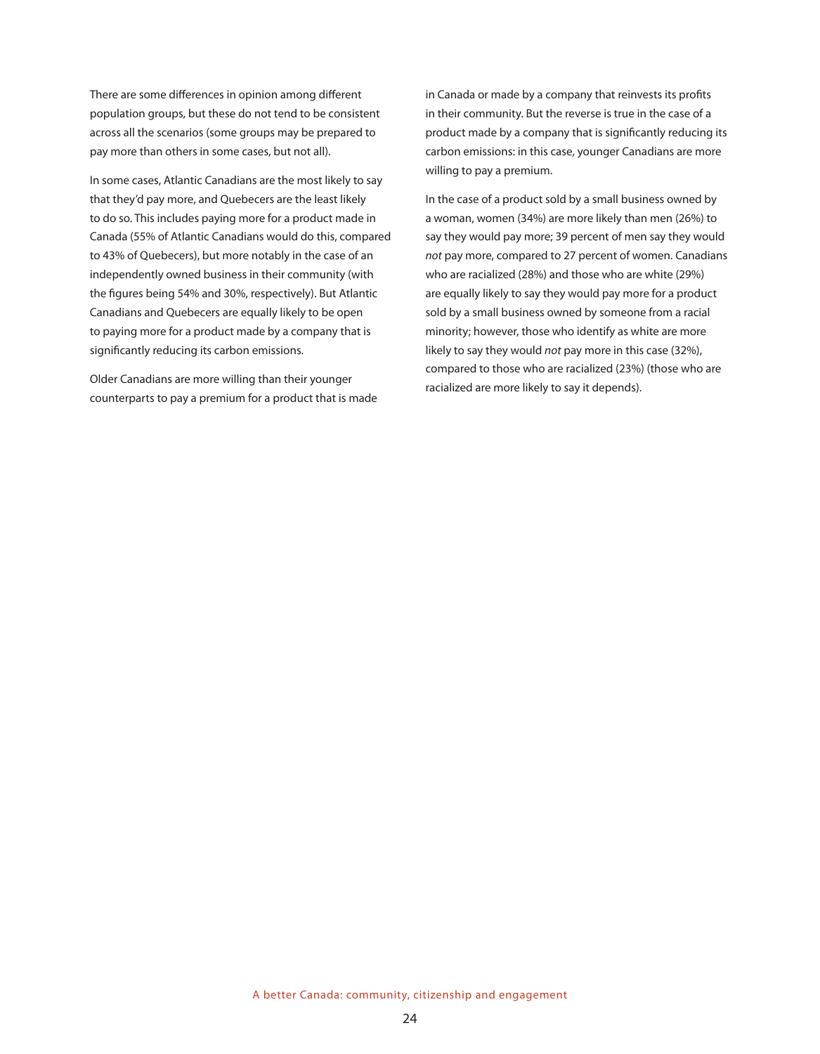There are some differences in opinion among different population groups, but these do not tend to be consistent across all the scenarios (some groups may be prepared to pay more than others in some cases, but not all).

In some cases, Atlantic Canadians are the most likely to say that they'd pay more, and Quebecers are the least likely to do so. This includes paying more for a product made in Canada (55% of Atlantic Canadians would do this, compared to 43% of Quebecers), but more notably in the case of an independently owned business in their community (with the figures being 54% and 30%, respectively). But Atlantic Canadians and Quebecers are equally likely to be open to paying more for a product made by a company that is significantly reducing its carbon emissions.

Older Canadians are more willing than their younger counterparts to pay a premium for a product that is made in Canada or made by a company that reinvests its profits in their community. But the reverse is true in the case of a product made by a company that is significantly reducing its carbon emissions: in this case, younger Canadians are more willing to pay a premium.

In the case of a product sold by a small business owned by a woman, women (34%) are more likely than men (26%) to say they would pay more; 39 percent of men say they would *not* pay more, compared to 27 percent of women. Canadians who are racialized (28%) and those who are white (29%) are equally likely to say they would pay more for a product sold by a small business owned by someone from a racial minority; however, those who identify as white are more likely to say they would *not* pay more in this case (32%), compared to those who are racialized (23%) (those who are racialized are more likely to say it depends).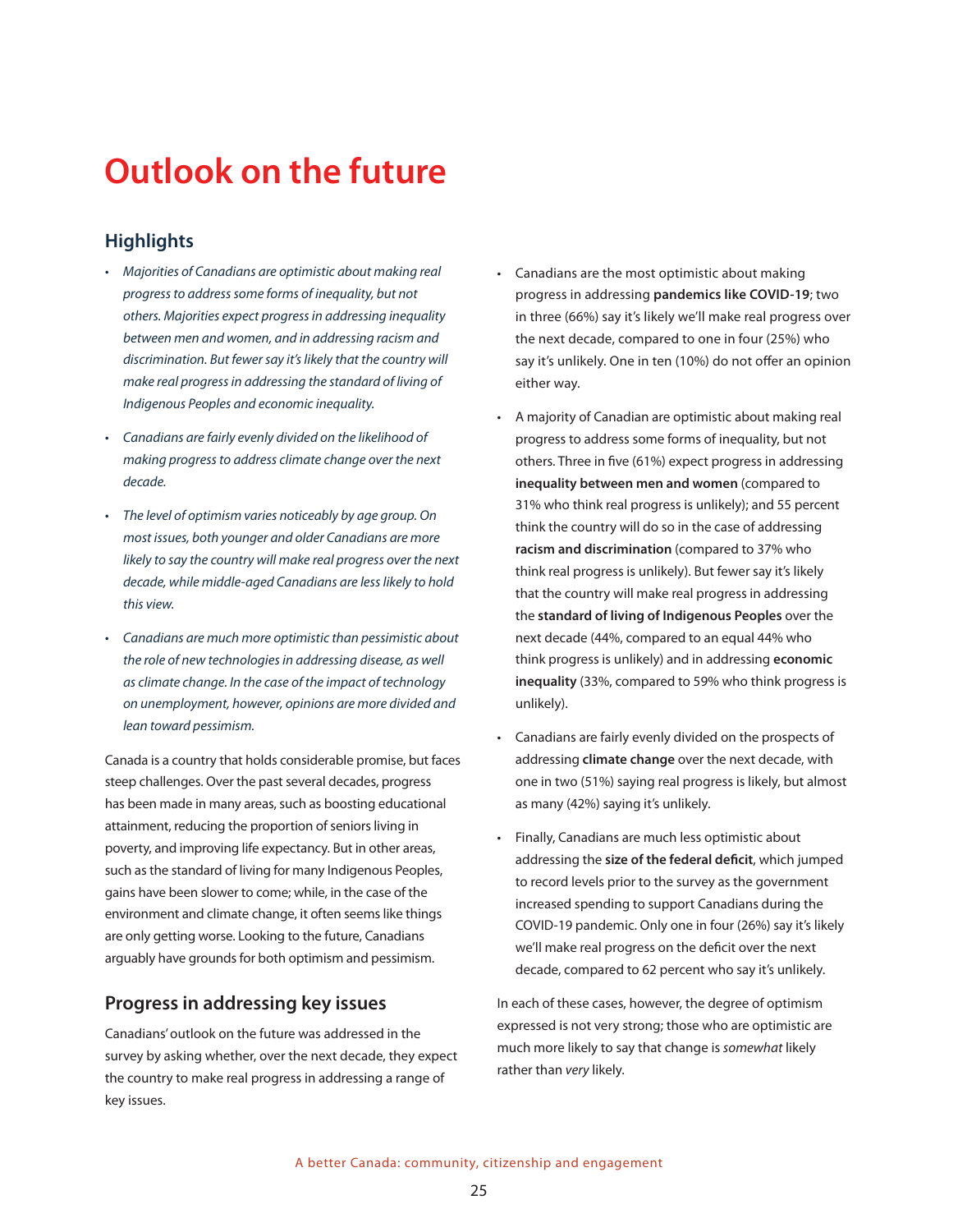# Outlook on the future

## Highlights

- *Majorities of Canadians are optimistic about making real progress to address some forms of inequality, but not others. Majorities expect progress in addressing inequality between men and women, and in addressing racism and discrimination. But fewer say it's likely that the country will make real progress in addressing the standard of living of Indigenous Peoples and economic inequality.*
- *Canadians are fairly evenly divided on the likelihood of making progress to address climate change over the next decade.*
- *The level of optimism varies noticeably by age group. On most issues, both younger and older Canadians are more likely to say the country will make real progress over the next decade, while middle-aged Canadians are less likely to hold this view.*
- *Canadians are much more optimistic than pessimistic about the role of new technologies in addressing disease, as well as climate change. In the case of the impact of technology on unemployment, however, opinions are more divided and lean toward pessimism.*

Canada is a country that holds considerable promise, but faces steep challenges. Over the past several decades, progress has been made in many areas, such as boosting educational attainment, reducing the proportion of seniors living in poverty, and improving life expectancy. But in other areas, such as the standard of living for many Indigenous Peoples, gains have been slower to come; while, in the case of the environment and climate change, it often seems like things are only getting worse. Looking to the future, Canadians arguably have grounds for both optimism and pessimism.

## Progress in addressing key issues

Canadians' outlook on the future was addressed in the survey by asking whether, over the next decade, they expect the country to make real progress in addressing a range of key issues.

- Canadians are the most optimistic about making progress in addressing **pandemics like COVID-19**; two in three (66%) say it's likely we'll make real progress over the next decade, compared to one in four (25%) who say it's unlikely. One in ten (10%) do not offer an opinion either way.
- A majority of Canadian are optimistic about making real progress to address some forms of inequality, but not others. Three in five (61%) expect progress in addressing **inequality between men and women** (compared to 31% who think real progress is unlikely); and 55 percent think the country will do so in the case of addressing **racism and discrimination** (compared to 37% who think real progress is unlikely). But fewer say it's likely that the country will make real progress in addressing the **standard of living of Indigenous Peoples** over the next decade (44%, compared to an equal 44% who think progress is unlikely) and in addressing **economic inequality** (33%, compared to 59% who think progress is unlikely).
- Canadians are fairly evenly divided on the prospects of addressing **climate change** over the next decade, with one in two (51%) saying real progress is likely, but almost as many (42%) saying it's unlikely.
- Finally, Canadians are much less optimistic about addressing the **size of the federal deficit**, which jumped to record levels prior to the survey as the government increased spending to support Canadians during the COVID-19 pandemic. Only one in four (26%) say it's likely we'll make real progress on the deficit over the next decade, compared to 62 percent who say it's unlikely.

In each of these cases, however, the degree of optimism expressed is not very strong; those who are optimistic are much more likely to say that change is *somewhat* likely rather than *very* likely.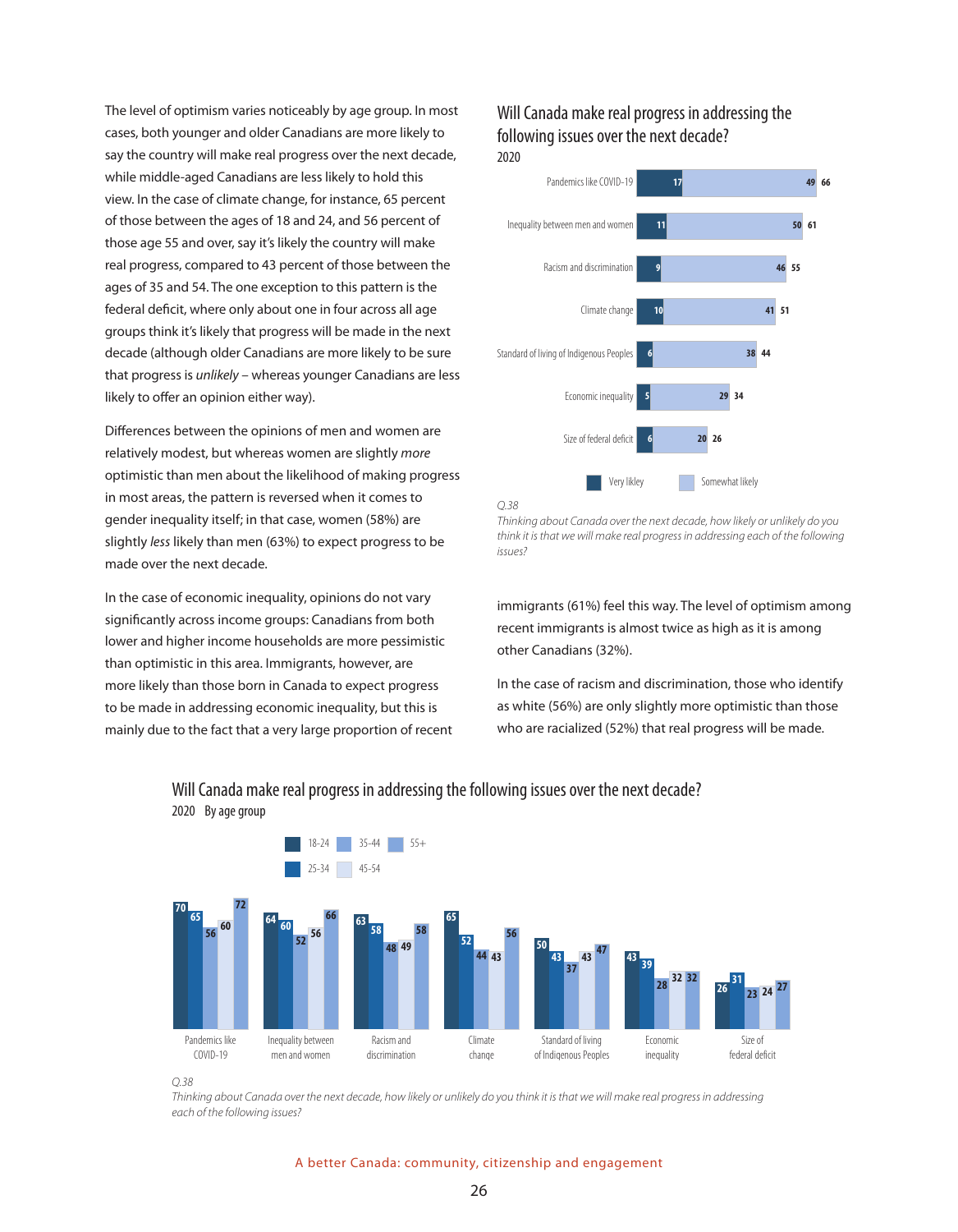The level of optimism varies noticeably by age group. In most cases, both younger and older Canadians are more likely to say the country will make real progress over the next decade, while middle-aged Canadians are less likely to hold this view. In the case of climate change, for instance, 65 percent of those between the ages of 18 and 24, and 56 percent of those age 55 and over, say it's likely the country will make real progress, compared to 43 percent of those between the ages of 35 and 54. The one exception to this pattern is the federal deficit, where only about one in four across all age groups think it's likely that progress will be made in the next decade (although older Canadians are more likely to be sure that progress is *unlikely* – whereas younger Canadians are less likely to offer an opinion either way).

Differences between the opinions of men and women are relatively modest, but whereas women are slightly *more* optimistic than men about the likelihood of making progress in most areas, the pattern is reversed when it comes to gender inequality itself; in that case, women (58%) are slightly *less* likely than men (63%) to expect progress to be made over the next decade.

In the case of economic inequality, opinions do not vary significantly across income groups: Canadians from both lower and higher income households are more pessimistic than optimistic in this area. Immigrants, however, are more likely than those born in Canada to expect progress to be made in addressing economic inequality, but this is mainly due to the fact that a very large proportion of recent immigrants (61%) feel this way. The level of optimism among recent immigrants is almost twice as high as it is among other Canadians (32%).

In the case of racism and discrimination, those who identify as white (56%) are only slightly more optimistic than those who are racialized (52%) that real progress will be made.

## Will Canada make real progress in addressing the following issues over the next decade?

2020

| Issue | Very likley | Somewhat likely | Total |
|---|---|---|---|
| Pandemics like COVID-19 | 17 | 49 | 66 |
| Inequality between men and women | 11 | 50 | 61 |
| Racism and discrimination | 9 | 46 | 55 |
| Climate change | 10 | 41 | 51 |
| Standard of living of Indigenous Peoples | 6 | 38 | 44 |
| Economic inequality | 5 | 29 | 34 |
| Size of federal deficit | 6 | 20 | 26 |

*Q.38*
*Thinking about Canada over the next decade, how likely or unlikely do you think it is that we will make real progress in addressing each of the following issues?*

## Will Canada make real progress in addressing the following issues over the next decade?

2020 By age group

| Issue | 18-24 | 25-34 | 35-44 | 45-54 | 55+ |
|---|---|---|---|---|---|
| Pandemics like COVID-19 | 70 | 65 | 56 | 60 | 72 |
| Inequality between men and women | 64 | 60 | 52 | 56 | 66 |
| Racism and discrimination | 63 | 58 | 48 | 49 | 58 |
| Climate change | 65 | 52 | 44 | 43 | 56 |
| Standard of living of Indigenous Peoples | 50 | 43 | 37 | 43 | 47 |
| Economic inequality | 43 | 39 | 28 | 32 | 32 |
| Size of federal deficit | 26 | 31 | 23 | 24 | 27 |

*Q.38*
*Thinking about Canada over the next decade, how likely or unlikely do you think it is that we will make real progress in addressing each of the following issues?*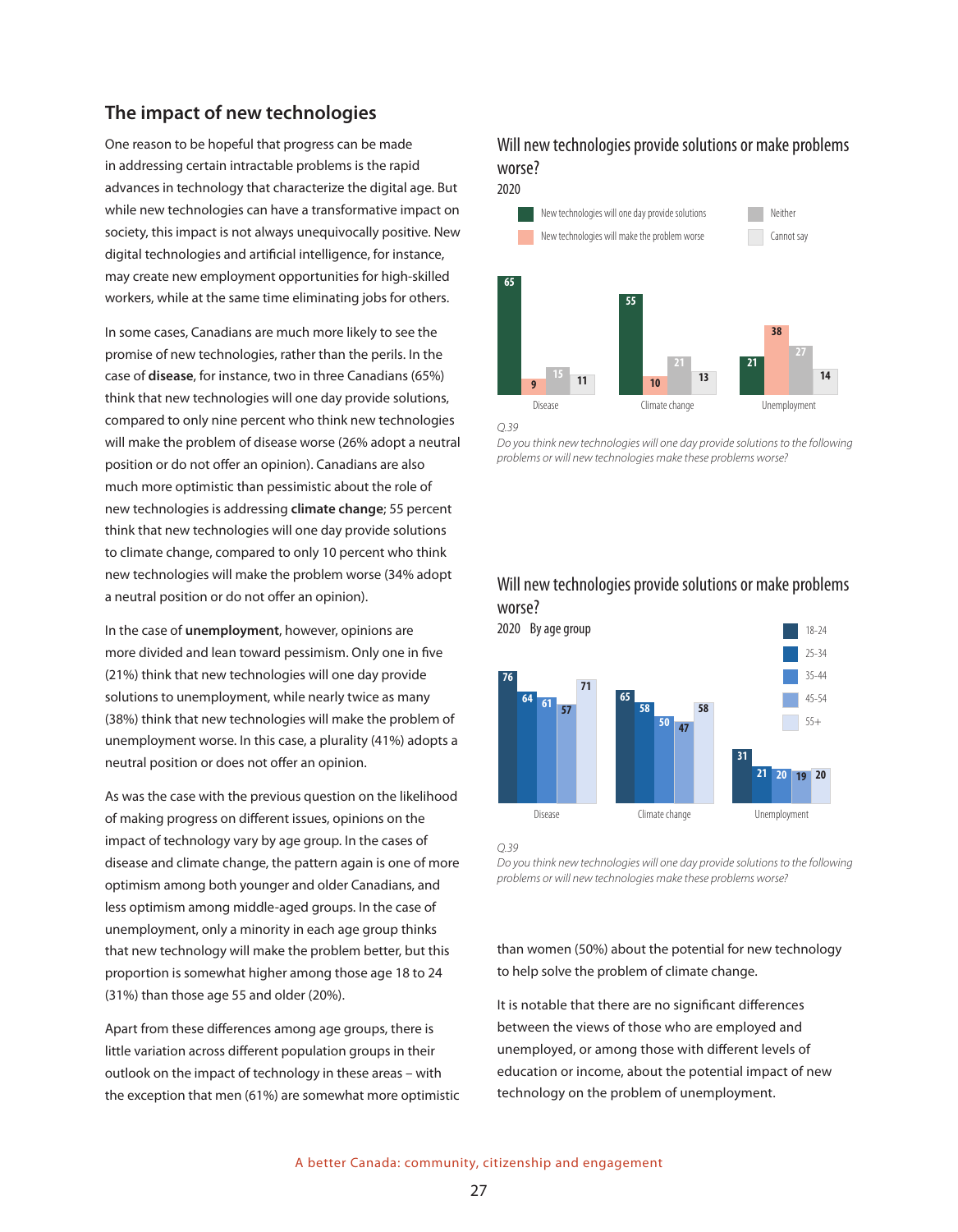## The impact of new technologies

One reason to be hopeful that progress can be made in addressing certain intractable problems is the rapid advances in technology that characterize the digital age. But while new technologies can have a transformative impact on society, this impact is not always unequivocally positive. New digital technologies and artificial intelligence, for instance, may create new employment opportunities for high-skilled workers, while at the same time eliminating jobs for others.

In some cases, Canadians are much more likely to see the promise of new technologies, rather than the perils. In the case of **disease**, for instance, two in three Canadians (65%) think that new technologies will one day provide solutions, compared to only nine percent who think new technologies will make the problem of disease worse (26% adopt a neutral position or do not offer an opinion). Canadians are also much more optimistic than pessimistic about the role of new technologies is addressing **climate change**; 55 percent think that new technologies will one day provide solutions to climate change, compared to only 10 percent who think new technologies will make the problem worse (34% adopt a neutral position or do not offer an opinion).

In the case of **unemployment**, however, opinions are more divided and lean toward pessimism. Only one in five (21%) think that new technologies will one day provide solutions to unemployment, while nearly twice as many (38%) think that new technologies will make the problem of unemployment worse. In this case, a plurality (41%) adopts a neutral position or does not offer an opinion.

As was the case with the previous question on the likelihood of making progress on different issues, opinions on the impact of technology vary by age group. In the cases of disease and climate change, the pattern again is one of more optimism among both younger and older Canadians, and less optimism among middle-aged groups. In the case of unemployment, only a minority in each age group thinks that new technology will make the problem better, but this proportion is somewhat higher among those age 18 to 24 (31%) than those age 55 and older (20%).

Apart from these differences among age groups, there is little variation across different population groups in their outlook on the impact of technology in these areas – with the exception that men (61%) are somewhat more optimistic than women (50%) about the potential for new technology to help solve the problem of climate change.

It is notable that there are no significant differences between the views of those who are employed and unemployed, or among those with different levels of education or income, about the potential impact of new technology on the problem of unemployment.

### Will new technologies provide solutions or make problems worse?
2020

| | New technologies will one day provide solutions | New technologies will make the problem worse | Neither | Cannot say |
|---|---|---|---|---|
| Disease | 65 | 9 | 15 | 11 |
| Climate change | 55 | 10 | 21 | 13 |
| Unemployment | 21 | 38 | 27 | 14 |

*Q.39*
*Do you think new technologies will one day provide solutions to the following problems or will new technologies make these problems worse?*

### Will new technologies provide solutions or make problems worse?
2020 By age group

| | 18-24 | 25-34 | 35-44 | 45-54 | 55+ |
|---|---|---|---|---|---|
| Disease | 76 | 64 | 61 | 57 | 71 |
| Climate change | 65 | 58 | 50 | 47 | 58 |
| Unemployment | 31 | 21 | 20 | 19 | 20 |

*Q.39*
*Do you think new technologies will one day provide solutions to the following problems or will new technologies make these problems worse?*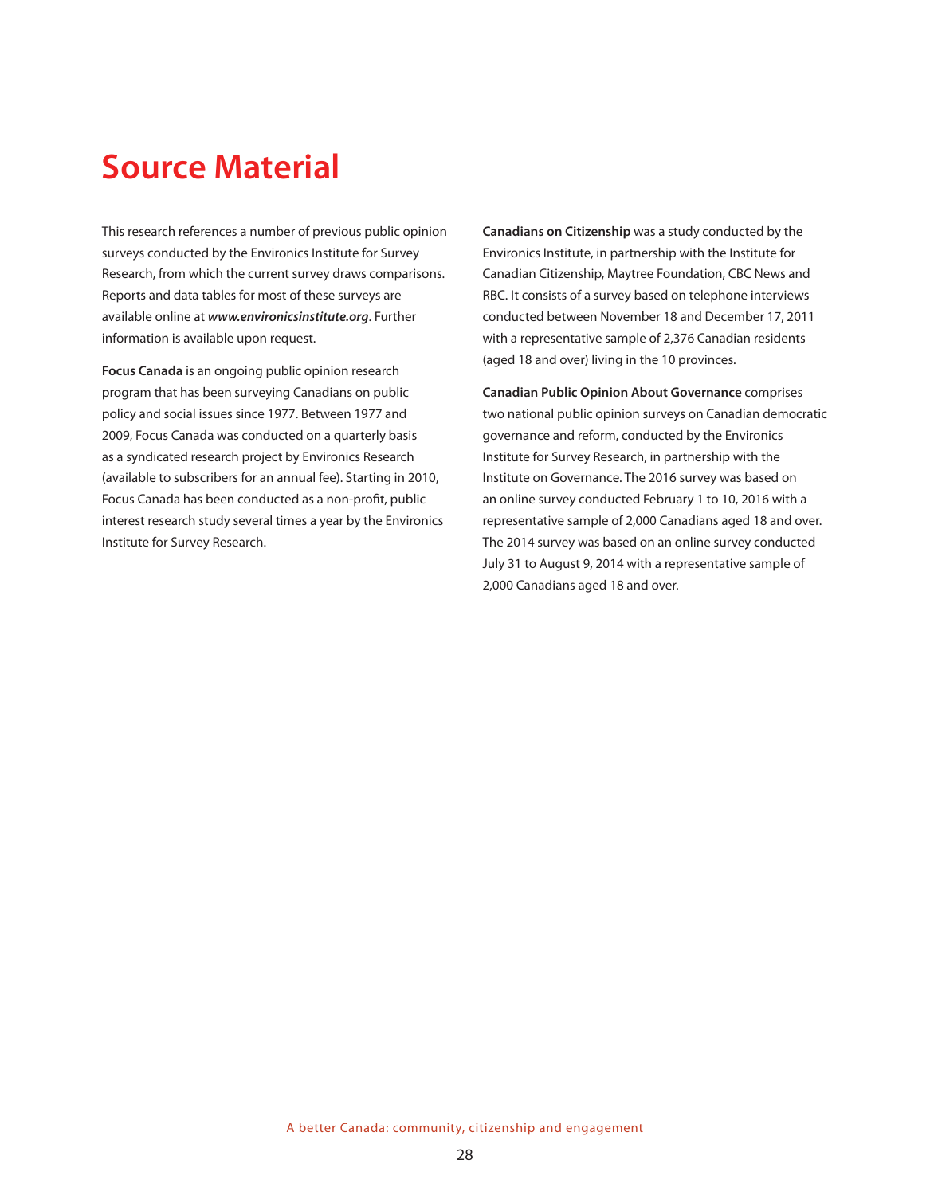# Source Material

This research references a number of previous public opinion surveys conducted by the Environics Institute for Survey Research, from which the current survey draws comparisons. Reports and data tables for most of these surveys are available online at ***www.environicsinstitute.org***. Further information is available upon request.

**Focus Canada** is an ongoing public opinion research program that has been surveying Canadians on public policy and social issues since 1977. Between 1977 and 2009, Focus Canada was conducted on a quarterly basis as a syndicated research project by Environics Research (available to subscribers for an annual fee). Starting in 2010, Focus Canada has been conducted as a non-profit, public interest research study several times a year by the Environics Institute for Survey Research.

**Canadians on Citizenship** was a study conducted by the Environics Institute, in partnership with the Institute for Canadian Citizenship, Maytree Foundation, CBC News and RBC. It consists of a survey based on telephone interviews conducted between November 18 and December 17, 2011 with a representative sample of 2,376 Canadian residents (aged 18 and over) living in the 10 provinces.

**Canadian Public Opinion About Governance** comprises two national public opinion surveys on Canadian democratic governance and reform, conducted by the Environics Institute for Survey Research, in partnership with the Institute on Governance. The 2016 survey was based on an online survey conducted February 1 to 10, 2016 with a representative sample of 2,000 Canadians aged 18 and over. The 2014 survey was based on an online survey conducted July 31 to August 9, 2014 with a representative sample of 2,000 Canadians aged 18 and over.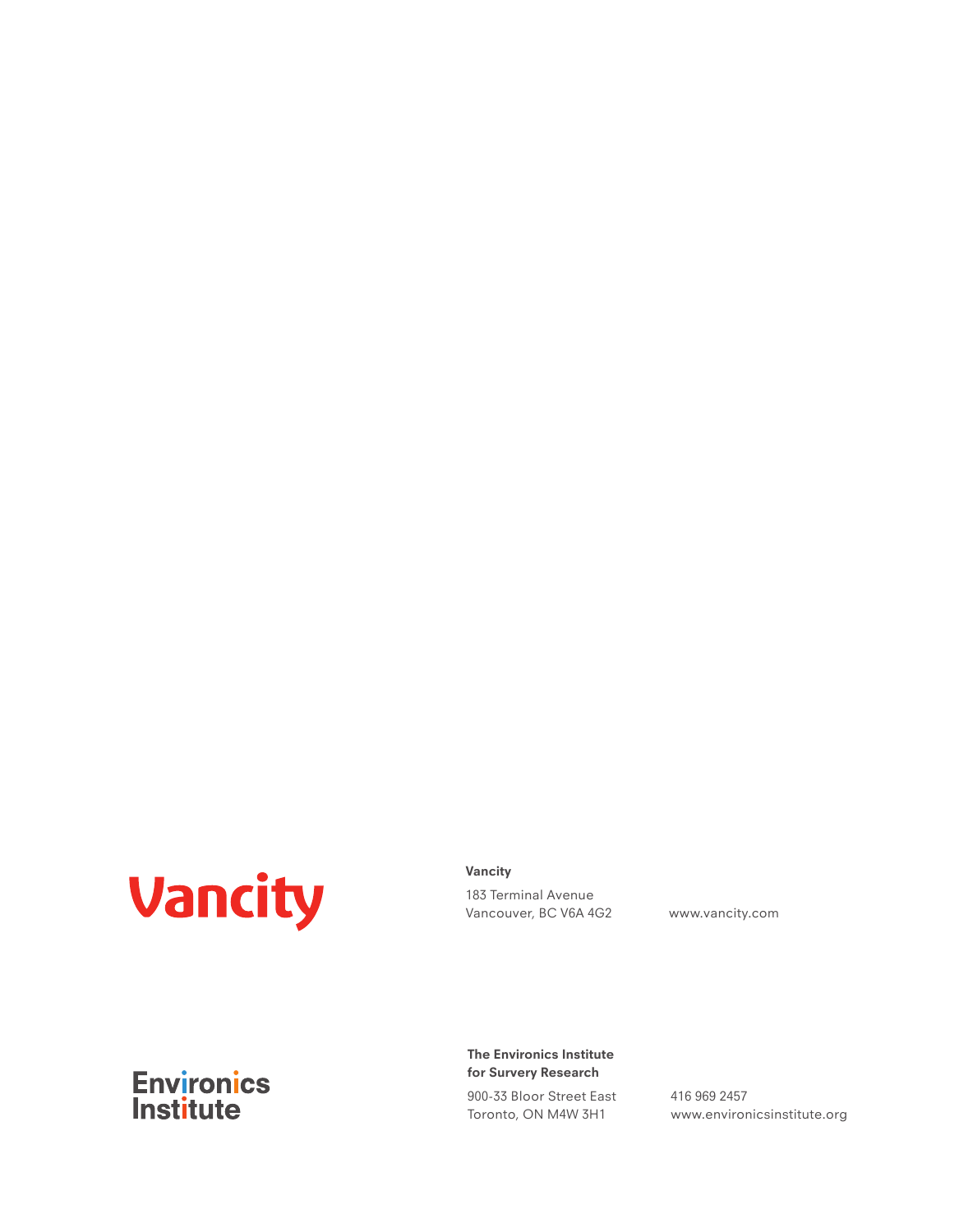Vancity

**Vancity**

183 Terminal Avenue
Vancouver, BC V6A 4G2

www.vancity.com

Environics Institute

**The Environics Institute for Survery Research**

900-33 Bloor Street East
Toronto, ON M4W 3H1

416 969 2457
www.environicsinstitute.org